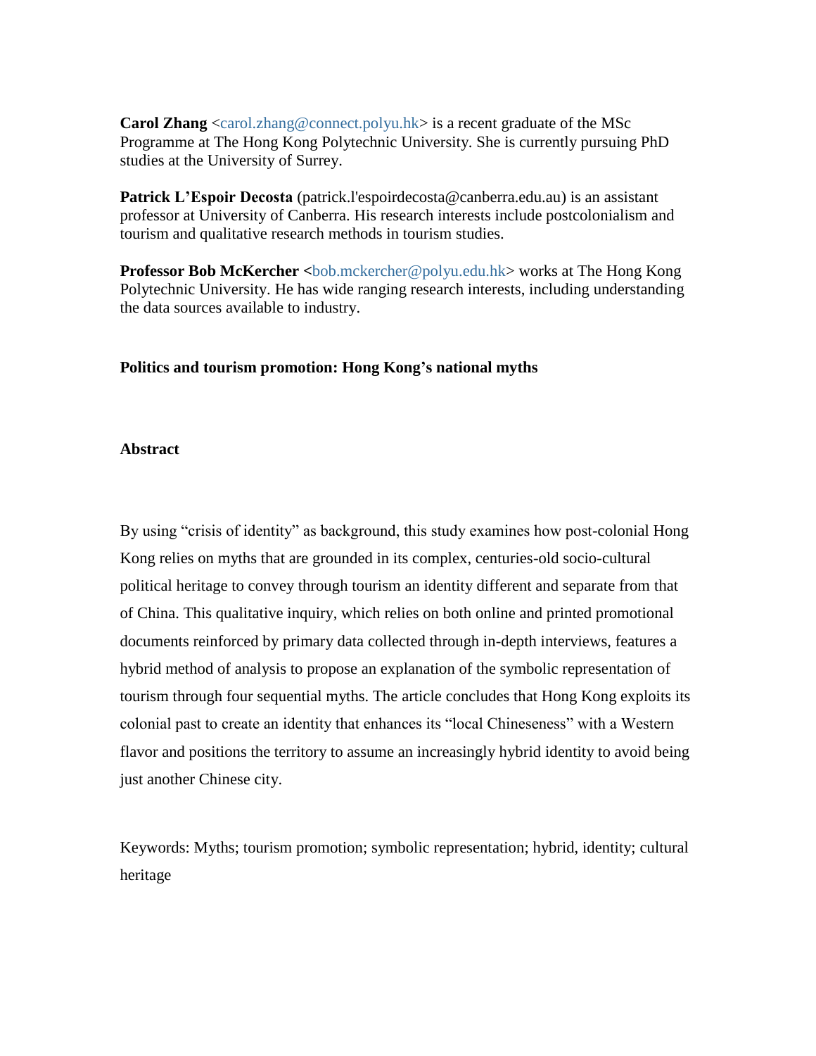**Carol Zhang** <carol.zhang@connect.polyu.hk> is a recent graduate of the MSc Programme at The Hong Kong Polytechnic University. She is currently pursuing PhD studies at the University of Surrey.

**Patrick L'Espoir Decosta** (patrick.l'espoirdecosta@canberra.edu.au) is an assistant professor at University of Canberra. His research interests include postcolonialism and tourism and qualitative research methods in tourism studies.

**Professor Bob McKercher** <bob.mckercher@polyu.edu.hk> works at The Hong Kong Polytechnic University. He has wide ranging research interests, including understanding the data sources available to industry.

# Politics and tourism promotion: Hong Kong's national myths

## Abstract

By using "crisis of identity" as background, this study examines how post-colonial Hong Kong relies on myths that are grounded in its complex, centuries-old socio-cultural political heritage to convey through tourism an identity different and separate from that of China. This qualitative inquiry, which relies on both online and printed promotional documents reinforced by primary data collected through in-depth interviews, features a hybrid method of analysis to propose an explanation of the symbolic representation of tourism through four sequential myths. The article concludes that Hong Kong exploits its colonial past to create an identity that enhances its "local Chineseness" with a Western flavor and positions the territory to assume an increasingly hybrid identity to avoid being just another Chinese city.

Keywords: Myths; tourism promotion; symbolic representation; hybrid, identity; cultural heritage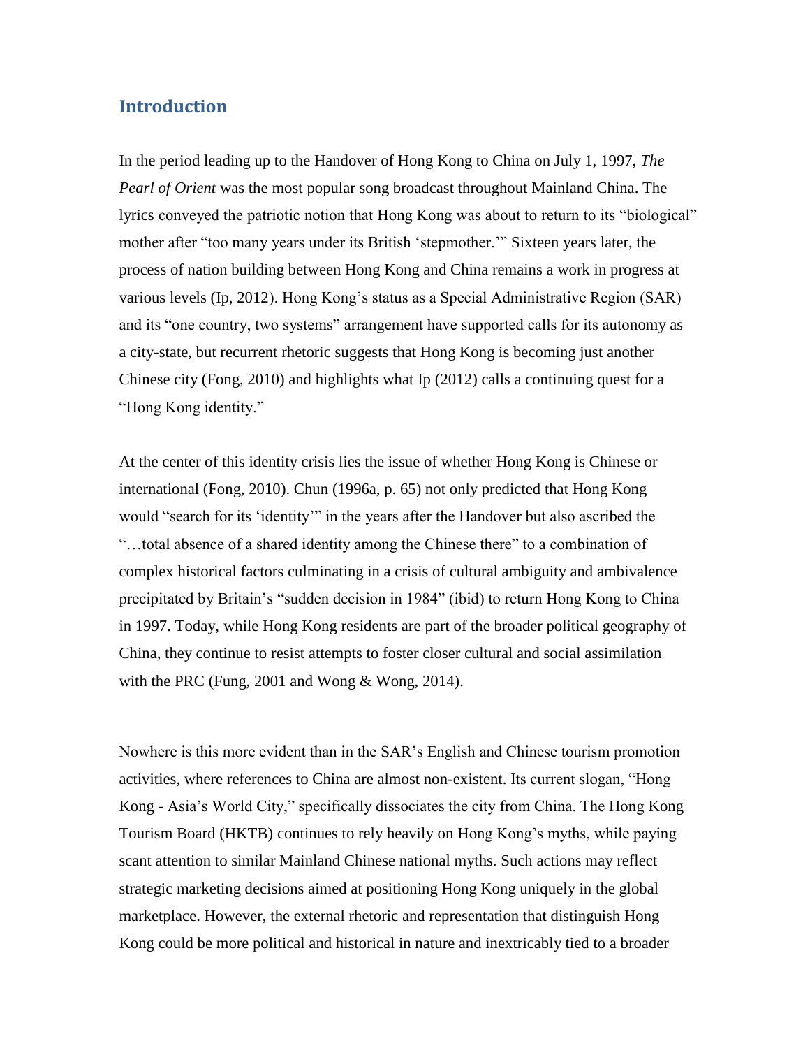## Introduction

In the period leading up to the Handover of Hong Kong to China on July 1, 1997, *The Pearl of Orient* was the most popular song broadcast throughout Mainland China. The lyrics conveyed the patriotic notion that Hong Kong was about to return to its "biological" mother after "too many years under its British 'stepmother.'" Sixteen years later, the process of nation building between Hong Kong and China remains a work in progress at various levels (Ip, 2012). Hong Kong's status as a Special Administrative Region (SAR) and its "one country, two systems" arrangement have supported calls for its autonomy as a city-state, but recurrent rhetoric suggests that Hong Kong is becoming just another Chinese city (Fong, 2010) and highlights what Ip (2012) calls a continuing quest for a "Hong Kong identity."

At the center of this identity crisis lies the issue of whether Hong Kong is Chinese or international (Fong, 2010). Chun (1996a, p. 65) not only predicted that Hong Kong would "search for its 'identity'" in the years after the Handover but also ascribed the "…total absence of a shared identity among the Chinese there" to a combination of complex historical factors culminating in a crisis of cultural ambiguity and ambivalence precipitated by Britain's "sudden decision in 1984" (ibid) to return Hong Kong to China in 1997. Today, while Hong Kong residents are part of the broader political geography of China, they continue to resist attempts to foster closer cultural and social assimilation with the PRC (Fung, 2001 and Wong & Wong, 2014).

Nowhere is this more evident than in the SAR's English and Chinese tourism promotion activities, where references to China are almost non-existent. Its current slogan, "Hong Kong - Asia's World City," specifically dissociates the city from China. The Hong Kong Tourism Board (HKTB) continues to rely heavily on Hong Kong's myths, while paying scant attention to similar Mainland Chinese national myths. Such actions may reflect strategic marketing decisions aimed at positioning Hong Kong uniquely in the global marketplace. However, the external rhetoric and representation that distinguish Hong Kong could be more political and historical in nature and inextricably tied to a broader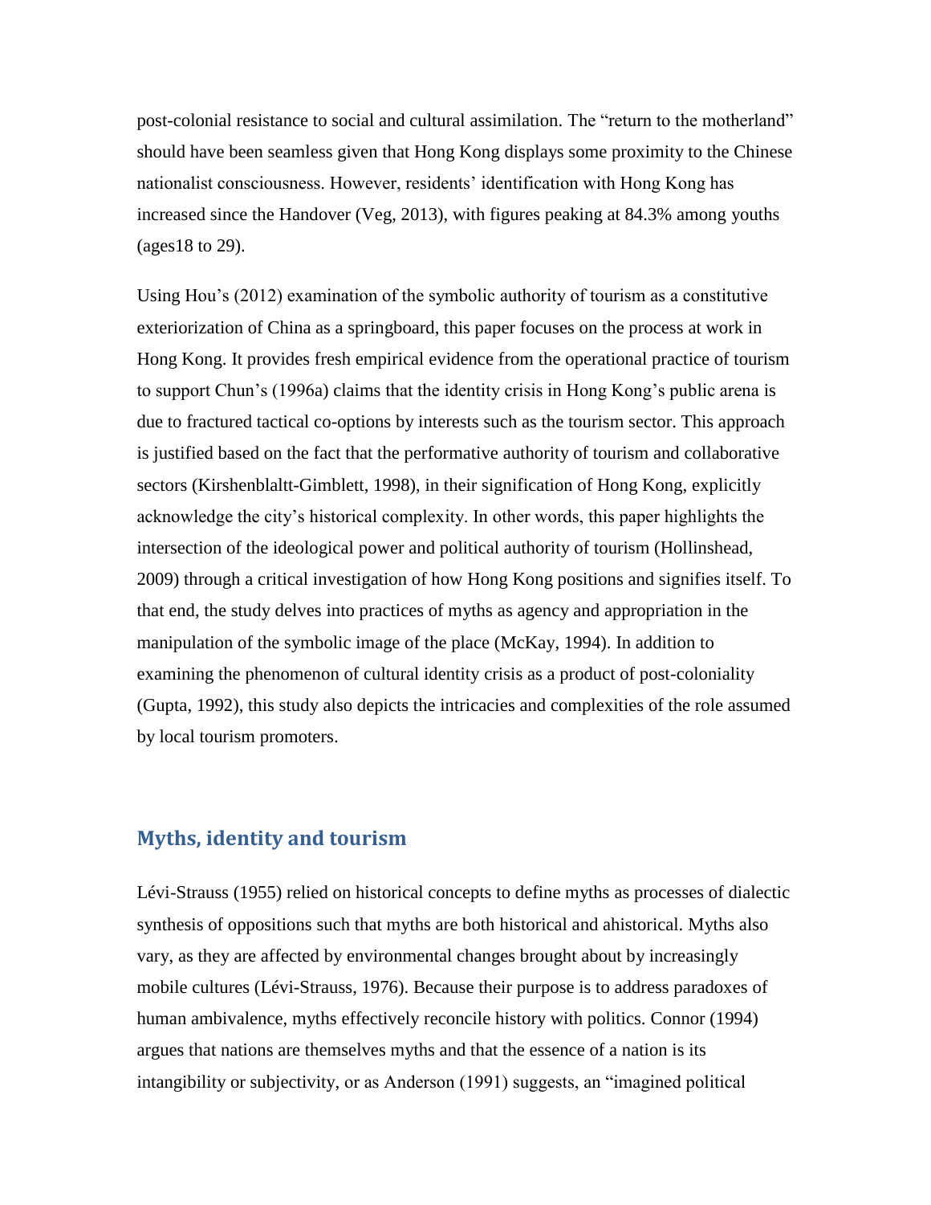post-colonial resistance to social and cultural assimilation. The "return to the motherland" should have been seamless given that Hong Kong displays some proximity to the Chinese nationalist consciousness. However, residents' identification with Hong Kong has increased since the Handover (Veg, 2013), with figures peaking at 84.3% among youths (ages18 to 29).

Using Hou's (2012) examination of the symbolic authority of tourism as a constitutive exteriorization of China as a springboard, this paper focuses on the process at work in Hong Kong. It provides fresh empirical evidence from the operational practice of tourism to support Chun's (1996a) claims that the identity crisis in Hong Kong's public arena is due to fractured tactical co-options by interests such as the tourism sector. This approach is justified based on the fact that the performative authority of tourism and collaborative sectors (Kirshenblaltt-Gimblett, 1998), in their signification of Hong Kong, explicitly acknowledge the city's historical complexity. In other words, this paper highlights the intersection of the ideological power and political authority of tourism (Hollinshead, 2009) through a critical investigation of how Hong Kong positions and signifies itself. To that end, the study delves into practices of myths as agency and appropriation in the manipulation of the symbolic image of the place (McKay, 1994). In addition to examining the phenomenon of cultural identity crisis as a product of post-coloniality (Gupta, 1992), this study also depicts the intricacies and complexities of the role assumed by local tourism promoters.

## Myths, identity and tourism

Lévi-Strauss (1955) relied on historical concepts to define myths as processes of dialectic synthesis of oppositions such that myths are both historical and ahistorical. Myths also vary, as they are affected by environmental changes brought about by increasingly mobile cultures (Lévi-Strauss, 1976). Because their purpose is to address paradoxes of human ambivalence, myths effectively reconcile history with politics. Connor (1994) argues that nations are themselves myths and that the essence of a nation is its intangibility or subjectivity, or as Anderson (1991) suggests, an "imagined political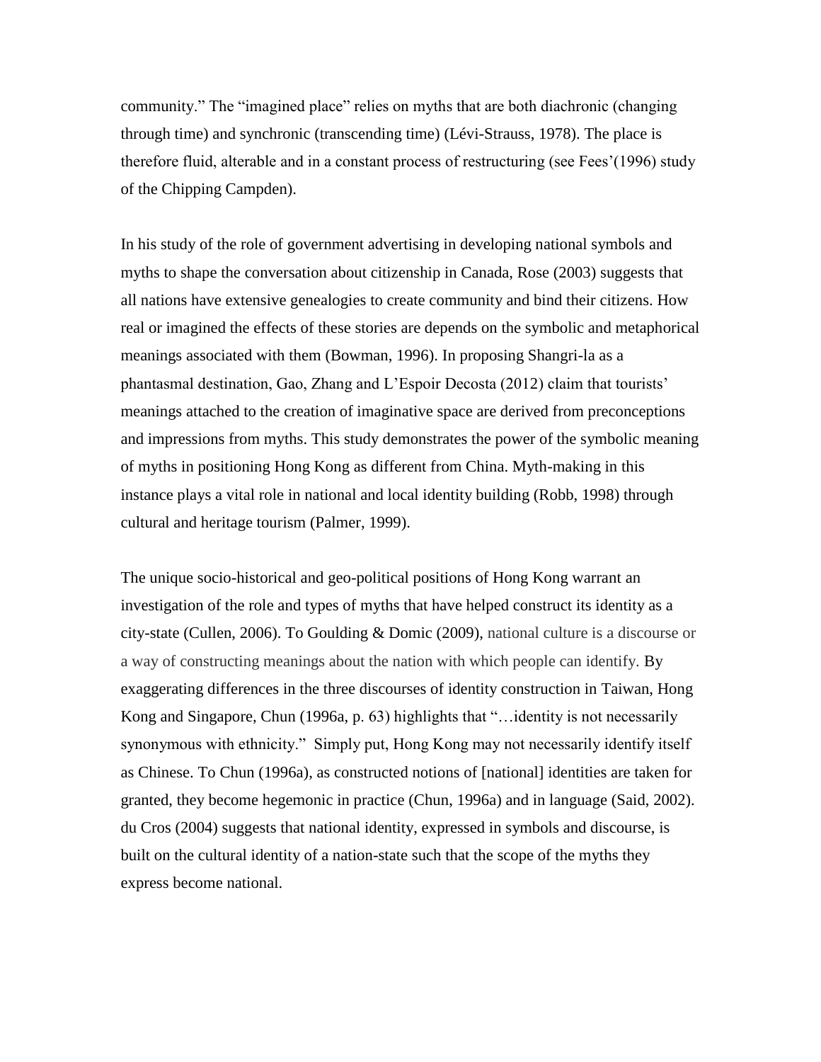community." The "imagined place" relies on myths that are both diachronic (changing through time) and synchronic (transcending time) (Lévi-Strauss, 1978). The place is therefore fluid, alterable and in a constant process of restructuring (see Fees'(1996) study of the Chipping Campden).

In his study of the role of government advertising in developing national symbols and myths to shape the conversation about citizenship in Canada, Rose (2003) suggests that all nations have extensive genealogies to create community and bind their citizens. How real or imagined the effects of these stories are depends on the symbolic and metaphorical meanings associated with them (Bowman, 1996). In proposing Shangri-la as a phantasmal destination, Gao, Zhang and L'Espoir Decosta (2012) claim that tourists' meanings attached to the creation of imaginative space are derived from preconceptions and impressions from myths. This study demonstrates the power of the symbolic meaning of myths in positioning Hong Kong as different from China. Myth-making in this instance plays a vital role in national and local identity building (Robb, 1998) through cultural and heritage tourism (Palmer, 1999).

The unique socio-historical and geo-political positions of Hong Kong warrant an investigation of the role and types of myths that have helped construct its identity as a city-state (Cullen, 2006). To Goulding & Domic (2009), national culture is a discourse or a way of constructing meanings about the nation with which people can identify. By exaggerating differences in the three discourses of identity construction in Taiwan, Hong Kong and Singapore, Chun (1996a, p. 63) highlights that "…identity is not necessarily synonymous with ethnicity." Simply put, Hong Kong may not necessarily identify itself as Chinese. To Chun (1996a), as constructed notions of [national] identities are taken for granted, they become hegemonic in practice (Chun, 1996a) and in language (Said, 2002). du Cros (2004) suggests that national identity, expressed in symbols and discourse, is built on the cultural identity of a nation-state such that the scope of the myths they express become national.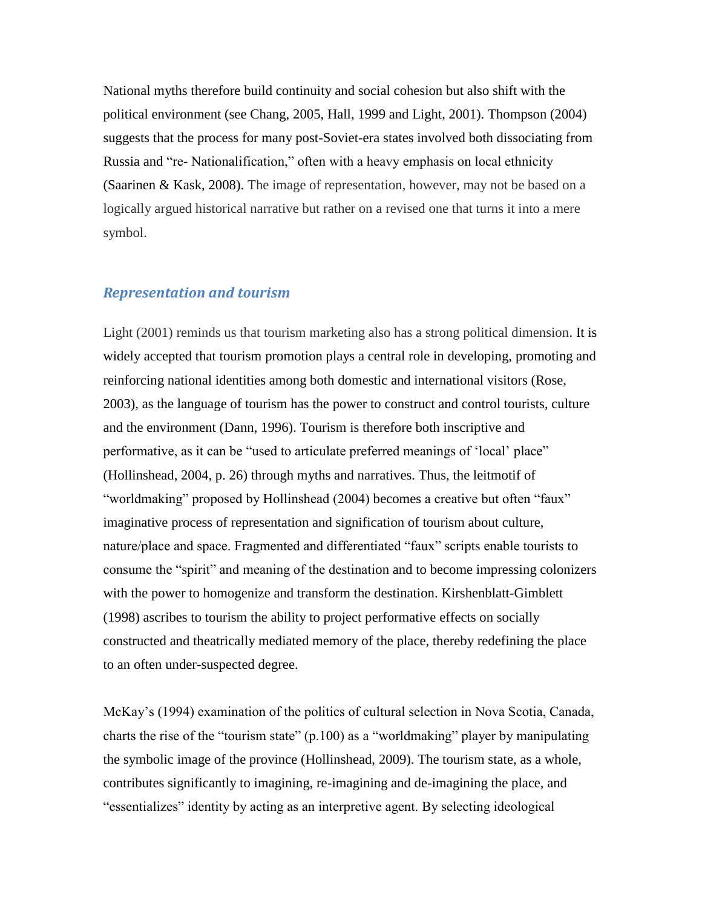National myths therefore build continuity and social cohesion but also shift with the political environment (see Chang, 2005, Hall, 1999 and Light, 2001). Thompson (2004) suggests that the process for many post-Soviet-era states involved both dissociating from Russia and "re- Nationalification," often with a heavy emphasis on local ethnicity (Saarinen & Kask, 2008). The image of representation, however, may not be based on a logically argued historical narrative but rather on a revised one that turns it into a mere symbol.

## *Representation and tourism*

Light (2001) reminds us that tourism marketing also has a strong political dimension. It is widely accepted that tourism promotion plays a central role in developing, promoting and reinforcing national identities among both domestic and international visitors (Rose, 2003), as the language of tourism has the power to construct and control tourists, culture and the environment (Dann, 1996). Tourism is therefore both inscriptive and performative, as it can be "used to articulate preferred meanings of 'local' place" (Hollinshead, 2004, p. 26) through myths and narratives. Thus, the leitmotif of "worldmaking" proposed by Hollinshead (2004) becomes a creative but often "faux" imaginative process of representation and signification of tourism about culture, nature/place and space. Fragmented and differentiated "faux" scripts enable tourists to consume the "spirit" and meaning of the destination and to become impressing colonizers with the power to homogenize and transform the destination. Kirshenblatt-Gimblett (1998) ascribes to tourism the ability to project performative effects on socially constructed and theatrically mediated memory of the place, thereby redefining the place to an often under-suspected degree.

McKay's (1994) examination of the politics of cultural selection in Nova Scotia, Canada, charts the rise of the "tourism state" (p.100) as a "worldmaking" player by manipulating the symbolic image of the province (Hollinshead, 2009). The tourism state, as a whole, contributes significantly to imagining, re-imagining and de-imagining the place, and "essentializes" identity by acting as an interpretive agent. By selecting ideological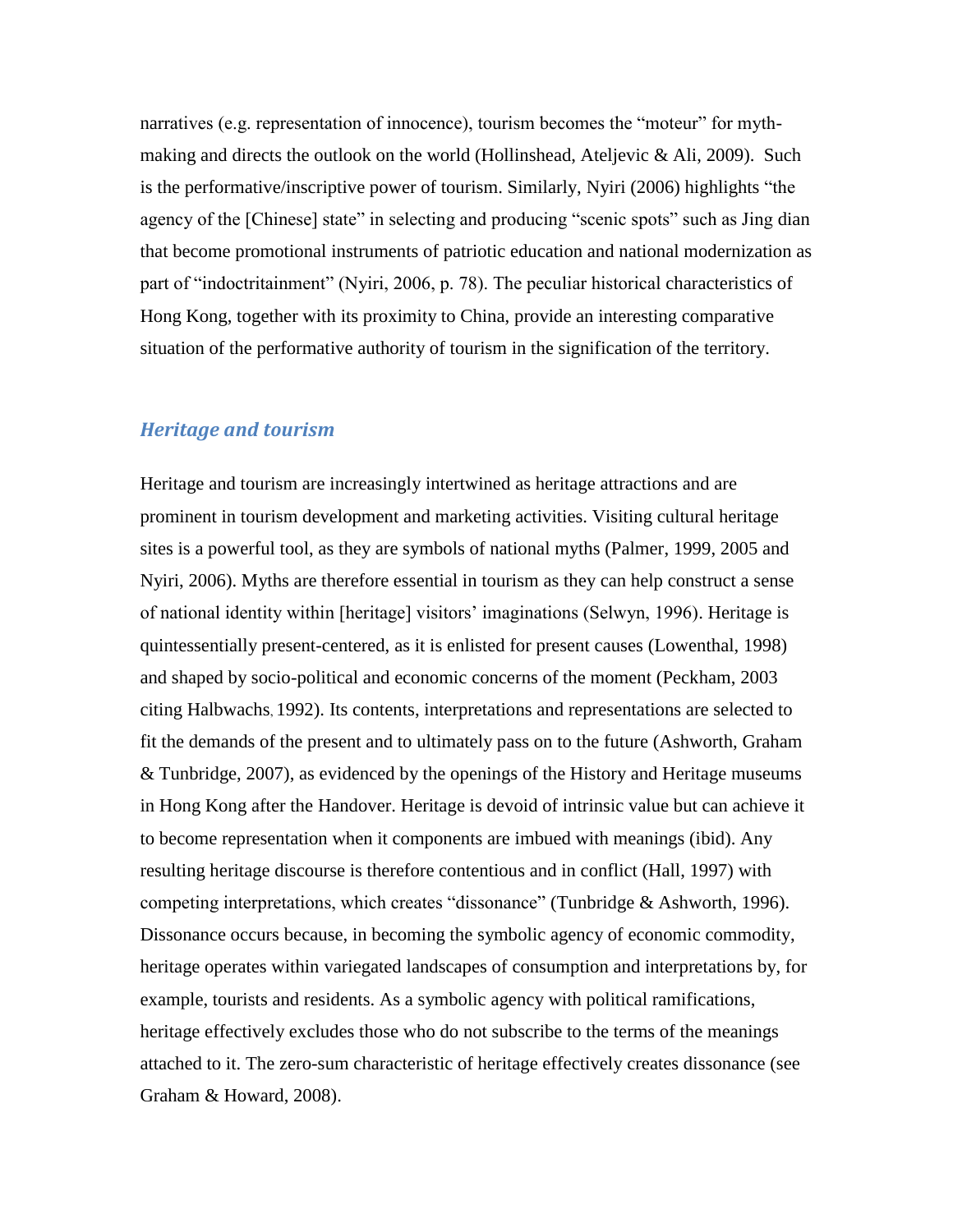narratives (e.g. representation of innocence), tourism becomes the "moteur" for myth-making and directs the outlook on the world (Hollinshead, Ateljevic & Ali, 2009). Such is the performative/inscriptive power of tourism. Similarly, Nyiri (2006) highlights "the agency of the [Chinese] state" in selecting and producing "scenic spots" such as Jing dian that become promotional instruments of patriotic education and national modernization as part of "indoctritainment" (Nyiri, 2006, p. 78). The peculiar historical characteristics of Hong Kong, together with its proximity to China, provide an interesting comparative situation of the performative authority of tourism in the signification of the territory.

## *Heritage and tourism*

Heritage and tourism are increasingly intertwined as heritage attractions and are prominent in tourism development and marketing activities. Visiting cultural heritage sites is a powerful tool, as they are symbols of national myths (Palmer, 1999, 2005 and Nyiri, 2006). Myths are therefore essential in tourism as they can help construct a sense of national identity within [heritage] visitors' imaginations (Selwyn, 1996). Heritage is quintessentially present-centered, as it is enlisted for present causes (Lowenthal, 1998) and shaped by socio-political and economic concerns of the moment (Peckham, 2003 citing Halbwachs, 1992). Its contents, interpretations and representations are selected to fit the demands of the present and to ultimately pass on to the future (Ashworth, Graham & Tunbridge, 2007), as evidenced by the openings of the History and Heritage museums in Hong Kong after the Handover. Heritage is devoid of intrinsic value but can achieve it to become representation when it components are imbued with meanings (ibid). Any resulting heritage discourse is therefore contentious and in conflict (Hall, 1997) with competing interpretations, which creates "dissonance" (Tunbridge & Ashworth, 1996). Dissonance occurs because, in becoming the symbolic agency of economic commodity, heritage operates within variegated landscapes of consumption and interpretations by, for example, tourists and residents. As a symbolic agency with political ramifications, heritage effectively excludes those who do not subscribe to the terms of the meanings attached to it. The zero-sum characteristic of heritage effectively creates dissonance (see Graham & Howard, 2008).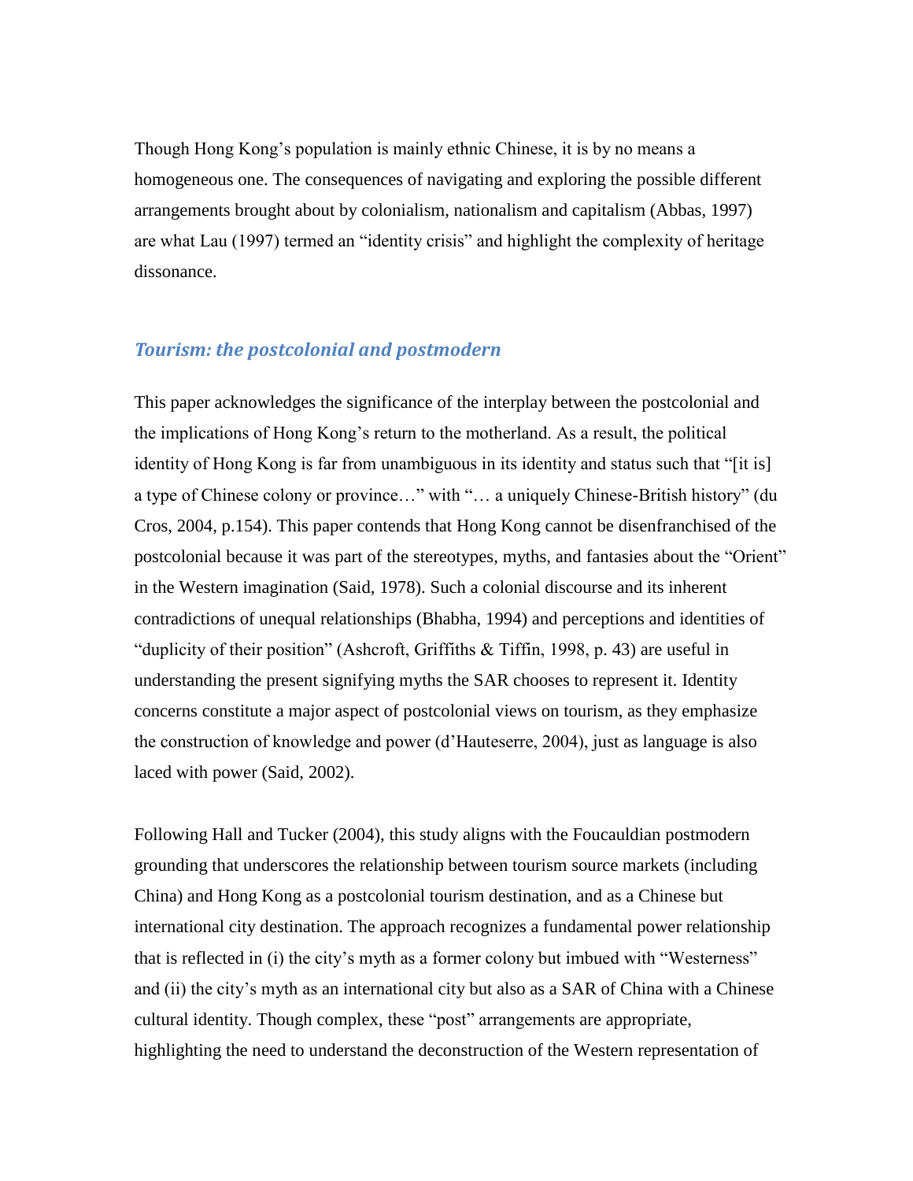Though Hong Kong's population is mainly ethnic Chinese, it is by no means a homogeneous one. The consequences of navigating and exploring the possible different arrangements brought about by colonialism, nationalism and capitalism (Abbas, 1997) are what Lau (1997) termed an "identity crisis" and highlight the complexity of heritage dissonance.

## *Tourism: the postcolonial and postmodern*

This paper acknowledges the significance of the interplay between the postcolonial and the implications of Hong Kong's return to the motherland. As a result, the political identity of Hong Kong is far from unambiguous in its identity and status such that "[it is] a type of Chinese colony or province…" with "… a uniquely Chinese-British history" (du Cros, 2004, p.154). This paper contends that Hong Kong cannot be disenfranchised of the postcolonial because it was part of the stereotypes, myths, and fantasies about the "Orient" in the Western imagination (Said, 1978). Such a colonial discourse and its inherent contradictions of unequal relationships (Bhabha, 1994) and perceptions and identities of "duplicity of their position" (Ashcroft, Griffiths & Tiffin, 1998, p. 43) are useful in understanding the present signifying myths the SAR chooses to represent it. Identity concerns constitute a major aspect of postcolonial views on tourism, as they emphasize the construction of knowledge and power (d'Hauteserre, 2004), just as language is also laced with power (Said, 2002).

Following Hall and Tucker (2004), this study aligns with the Foucauldian postmodern grounding that underscores the relationship between tourism source markets (including China) and Hong Kong as a postcolonial tourism destination, and as a Chinese but international city destination. The approach recognizes a fundamental power relationship that is reflected in (i) the city's myth as a former colony but imbued with "Westerness" and (ii) the city's myth as an international city but also as a SAR of China with a Chinese cultural identity. Though complex, these "post" arrangements are appropriate, highlighting the need to understand the deconstruction of the Western representation of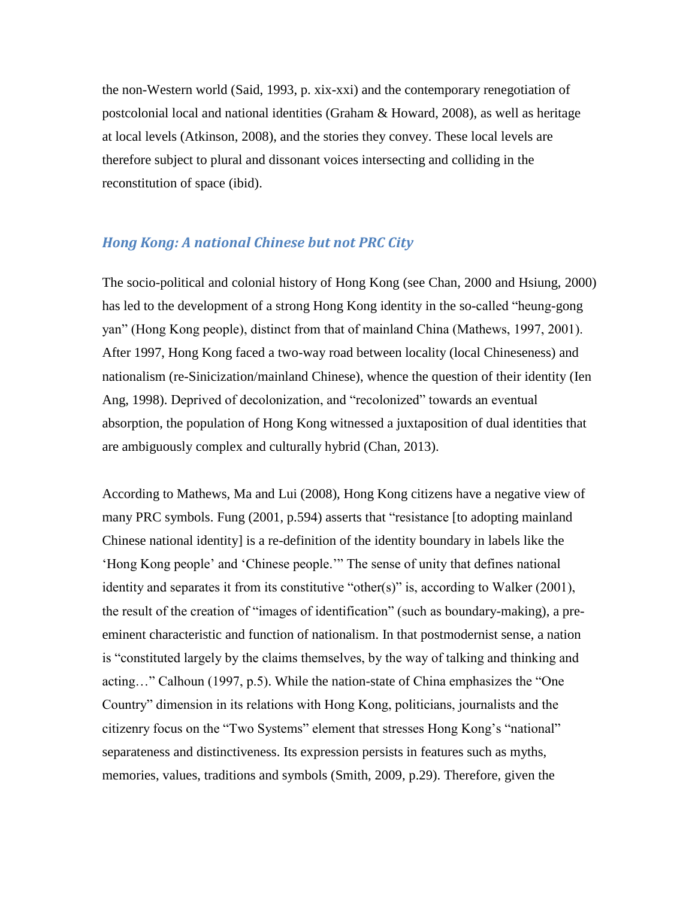the non-Western world (Said, 1993, p. xix-xxi) and the contemporary renegotiation of postcolonial local and national identities (Graham & Howard, 2008), as well as heritage at local levels (Atkinson, 2008), and the stories they convey. These local levels are therefore subject to plural and dissonant voices intersecting and colliding in the reconstitution of space (ibid).

## *Hong Kong: A national Chinese but not PRC City*

The socio-political and colonial history of Hong Kong (see Chan, 2000 and Hsiung, 2000) has led to the development of a strong Hong Kong identity in the so-called "heung-gong yan" (Hong Kong people), distinct from that of mainland China (Mathews, 1997, 2001). After 1997, Hong Kong faced a two-way road between locality (local Chineseness) and nationalism (re-Sinicization/mainland Chinese), whence the question of their identity (Ien Ang, 1998). Deprived of decolonization, and "recolonized" towards an eventual absorption, the population of Hong Kong witnessed a juxtaposition of dual identities that are ambiguously complex and culturally hybrid (Chan, 2013).

According to Mathews, Ma and Lui (2008), Hong Kong citizens have a negative view of many PRC symbols. Fung (2001, p.594) asserts that "resistance [to adopting mainland Chinese national identity] is a re-definition of the identity boundary in labels like the 'Hong Kong people' and 'Chinese people.'" The sense of unity that defines national identity and separates it from its constitutive "other(s)" is, according to Walker (2001), the result of the creation of "images of identification" (such as boundary-making), a pre-eminent characteristic and function of nationalism. In that postmodernist sense, a nation is "constituted largely by the claims themselves, by the way of talking and thinking and acting…" Calhoun (1997, p.5). While the nation-state of China emphasizes the "One Country" dimension in its relations with Hong Kong, politicians, journalists and the citizenry focus on the "Two Systems" element that stresses Hong Kong's "national" separateness and distinctiveness. Its expression persists in features such as myths, memories, values, traditions and symbols (Smith, 2009, p.29). Therefore, given the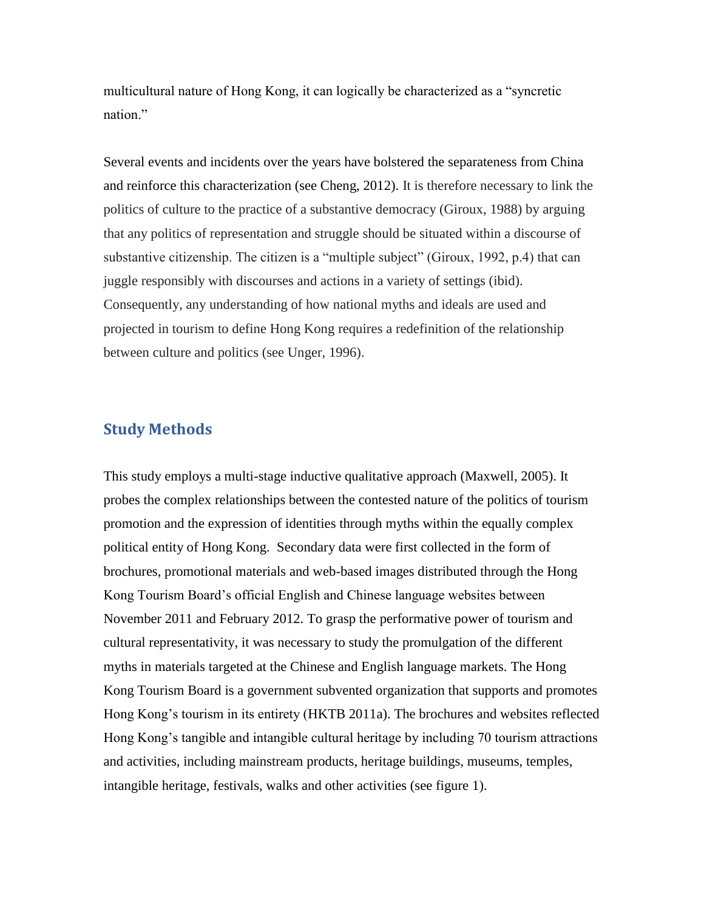multicultural nature of Hong Kong, it can logically be characterized as a "syncretic nation."

Several events and incidents over the years have bolstered the separateness from China and reinforce this characterization (see Cheng, 2012). It is therefore necessary to link the politics of culture to the practice of a substantive democracy (Giroux, 1988) by arguing that any politics of representation and struggle should be situated within a discourse of substantive citizenship. The citizen is a "multiple subject" (Giroux, 1992, p.4) that can juggle responsibly with discourses and actions in a variety of settings (ibid). Consequently, any understanding of how national myths and ideals are used and projected in tourism to define Hong Kong requires a redefinition of the relationship between culture and politics (see Unger, 1996).

## Study Methods

This study employs a multi-stage inductive qualitative approach (Maxwell, 2005). It probes the complex relationships between the contested nature of the politics of tourism promotion and the expression of identities through myths within the equally complex political entity of Hong Kong. Secondary data were first collected in the form of brochures, promotional materials and web-based images distributed through the Hong Kong Tourism Board's official English and Chinese language websites between November 2011 and February 2012. To grasp the performative power of tourism and cultural representativity, it was necessary to study the promulgation of the different myths in materials targeted at the Chinese and English language markets. The Hong Kong Tourism Board is a government subvented organization that supports and promotes Hong Kong's tourism in its entirety (HKTB 2011a). The brochures and websites reflected Hong Kong's tangible and intangible cultural heritage by including 70 tourism attractions and activities, including mainstream products, heritage buildings, museums, temples, intangible heritage, festivals, walks and other activities (see figure 1).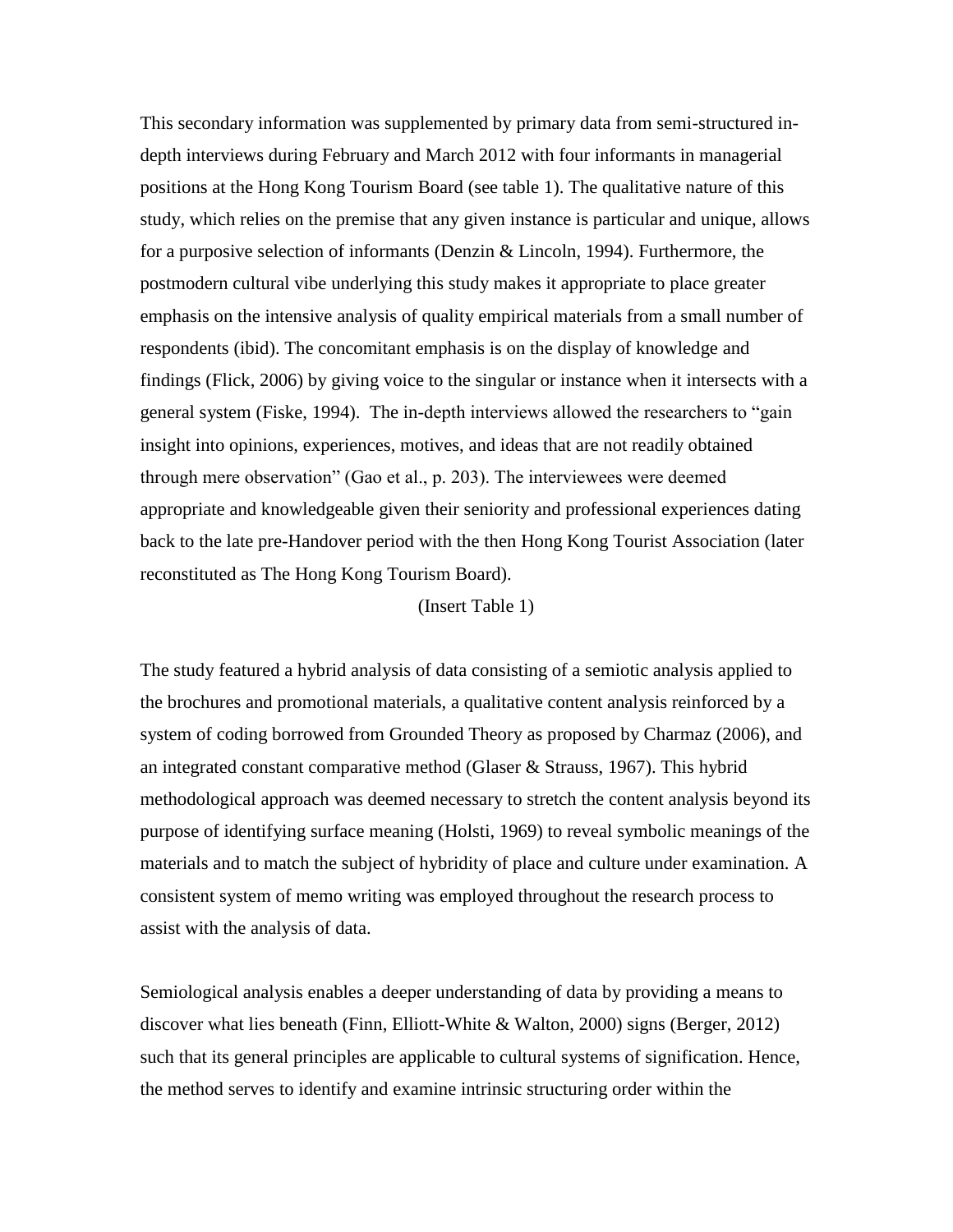This secondary information was supplemented by primary data from semi-structured in-depth interviews during February and March 2012 with four informants in managerial positions at the Hong Kong Tourism Board (see table 1). The qualitative nature of this study, which relies on the premise that any given instance is particular and unique, allows for a purposive selection of informants (Denzin & Lincoln, 1994). Furthermore, the postmodern cultural vibe underlying this study makes it appropriate to place greater emphasis on the intensive analysis of quality empirical materials from a small number of respondents (ibid). The concomitant emphasis is on the display of knowledge and findings (Flick, 2006) by giving voice to the singular or instance when it intersects with a general system (Fiske, 1994). The in-depth interviews allowed the researchers to "gain insight into opinions, experiences, motives, and ideas that are not readily obtained through mere observation" (Gao et al., p. 203). The interviewees were deemed appropriate and knowledgeable given their seniority and professional experiences dating back to the late pre-Handover period with the then Hong Kong Tourist Association (later reconstituted as The Hong Kong Tourism Board).

(Insert Table 1)

The study featured a hybrid analysis of data consisting of a semiotic analysis applied to the brochures and promotional materials, a qualitative content analysis reinforced by a system of coding borrowed from Grounded Theory as proposed by Charmaz (2006), and an integrated constant comparative method (Glaser & Strauss, 1967). This hybrid methodological approach was deemed necessary to stretch the content analysis beyond its purpose of identifying surface meaning (Holsti, 1969) to reveal symbolic meanings of the materials and to match the subject of hybridity of place and culture under examination. A consistent system of memo writing was employed throughout the research process to assist with the analysis of data.

Semiological analysis enables a deeper understanding of data by providing a means to discover what lies beneath (Finn, Elliott-White & Walton, 2000) signs (Berger, 2012) such that its general principles are applicable to cultural systems of signification. Hence, the method serves to identify and examine intrinsic structuring order within the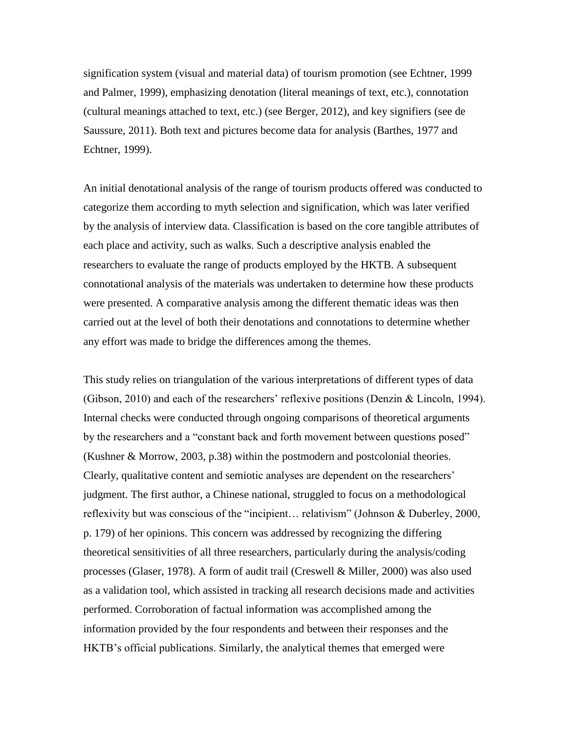signification system (visual and material data) of tourism promotion (see Echtner, 1999 and Palmer, 1999), emphasizing denotation (literal meanings of text, etc.), connotation (cultural meanings attached to text, etc.) (see Berger, 2012), and key signifiers (see de Saussure, 2011). Both text and pictures become data for analysis (Barthes, 1977 and Echtner, 1999).

An initial denotational analysis of the range of tourism products offered was conducted to categorize them according to myth selection and signification, which was later verified by the analysis of interview data. Classification is based on the core tangible attributes of each place and activity, such as walks. Such a descriptive analysis enabled the researchers to evaluate the range of products employed by the HKTB. A subsequent connotational analysis of the materials was undertaken to determine how these products were presented. A comparative analysis among the different thematic ideas was then carried out at the level of both their denotations and connotations to determine whether any effort was made to bridge the differences among the themes.

This study relies on triangulation of the various interpretations of different types of data (Gibson, 2010) and each of the researchers' reflexive positions (Denzin & Lincoln, 1994). Internal checks were conducted through ongoing comparisons of theoretical arguments by the researchers and a "constant back and forth movement between questions posed" (Kushner & Morrow, 2003, p.38) within the postmodern and postcolonial theories. Clearly, qualitative content and semiotic analyses are dependent on the researchers' judgment. The first author, a Chinese national, struggled to focus on a methodological reflexivity but was conscious of the "incipient… relativism" (Johnson & Duberley, 2000, p. 179) of her opinions. This concern was addressed by recognizing the differing theoretical sensitivities of all three researchers, particularly during the analysis/coding processes (Glaser, 1978). A form of audit trail (Creswell & Miller, 2000) was also used as a validation tool, which assisted in tracking all research decisions made and activities performed. Corroboration of factual information was accomplished among the information provided by the four respondents and between their responses and the HKTB's official publications. Similarly, the analytical themes that emerged were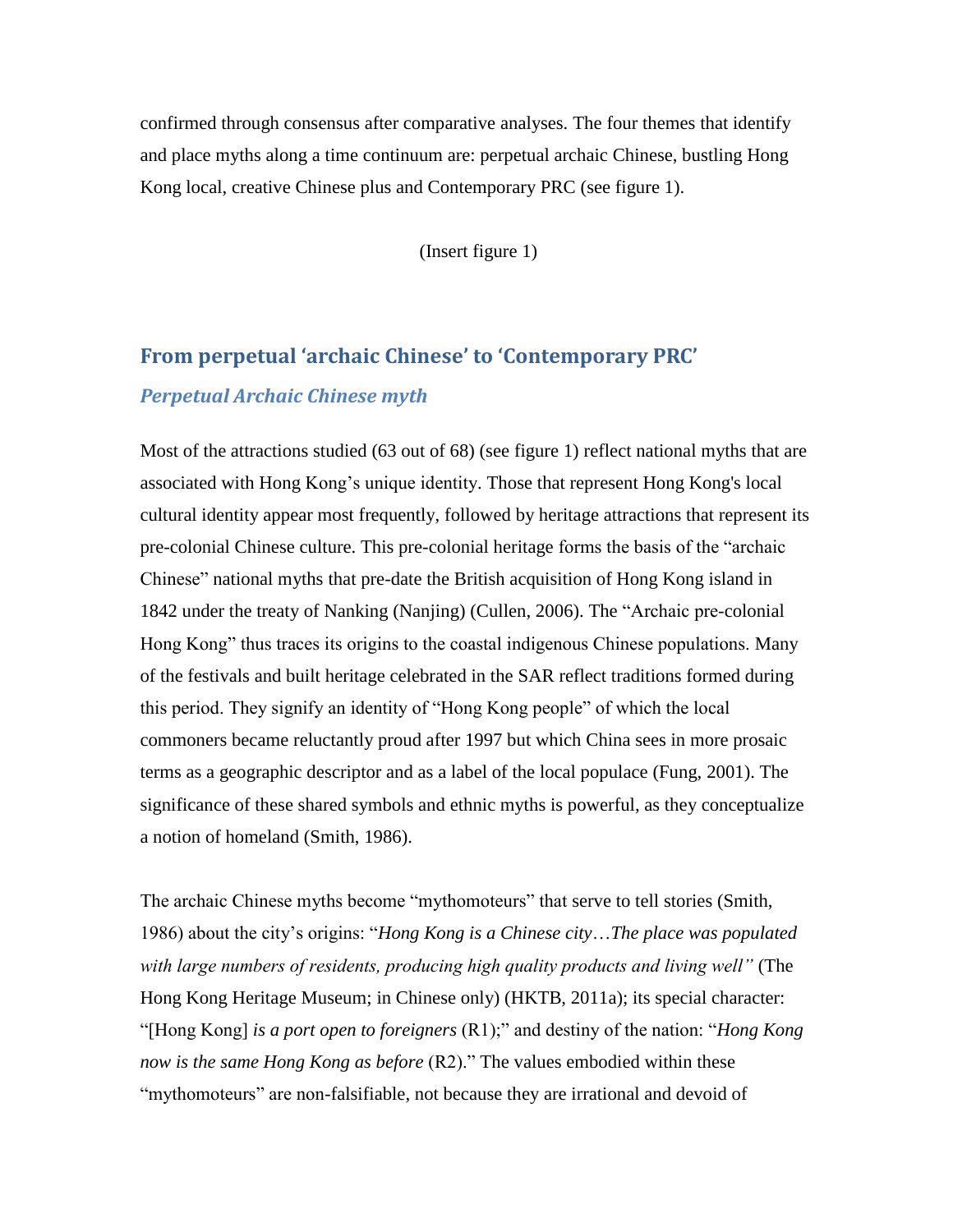confirmed through consensus after comparative analyses. The four themes that identify and place myths along a time continuum are: perpetual archaic Chinese, bustling Hong Kong local, creative Chinese plus and Contemporary PRC (see figure 1).

(Insert figure 1)

## From perpetual 'archaic Chinese' to 'Contemporary PRC'

### *Perpetual Archaic Chinese myth*

Most of the attractions studied (63 out of 68) (see figure 1) reflect national myths that are associated with Hong Kong's unique identity. Those that represent Hong Kong's local cultural identity appear most frequently, followed by heritage attractions that represent its pre-colonial Chinese culture. This pre-colonial heritage forms the basis of the "archaic Chinese" national myths that pre-date the British acquisition of Hong Kong island in 1842 under the treaty of Nanking (Nanjing) (Cullen, 2006). The "Archaic pre-colonial Hong Kong" thus traces its origins to the coastal indigenous Chinese populations. Many of the festivals and built heritage celebrated in the SAR reflect traditions formed during this period. They signify an identity of "Hong Kong people" of which the local commoners became reluctantly proud after 1997 but which China sees in more prosaic terms as a geographic descriptor and as a label of the local populace (Fung, 2001). The significance of these shared symbols and ethnic myths is powerful, as they conceptualize a notion of homeland (Smith, 1986).

The archaic Chinese myths become "mythomoteurs" that serve to tell stories (Smith, 1986) about the city's origins: "*Hong Kong is a Chinese city*…*The place was populated with large numbers of residents, producing high quality products and living well"* (The Hong Kong Heritage Museum; in Chinese only) (HKTB, 2011a); its special character: "[Hong Kong] *is a port open to foreigners* (R1);" and destiny of the nation: "*Hong Kong now is the same Hong Kong as before* (R2)." The values embodied within these "mythomoteurs" are non-falsifiable, not because they are irrational and devoid of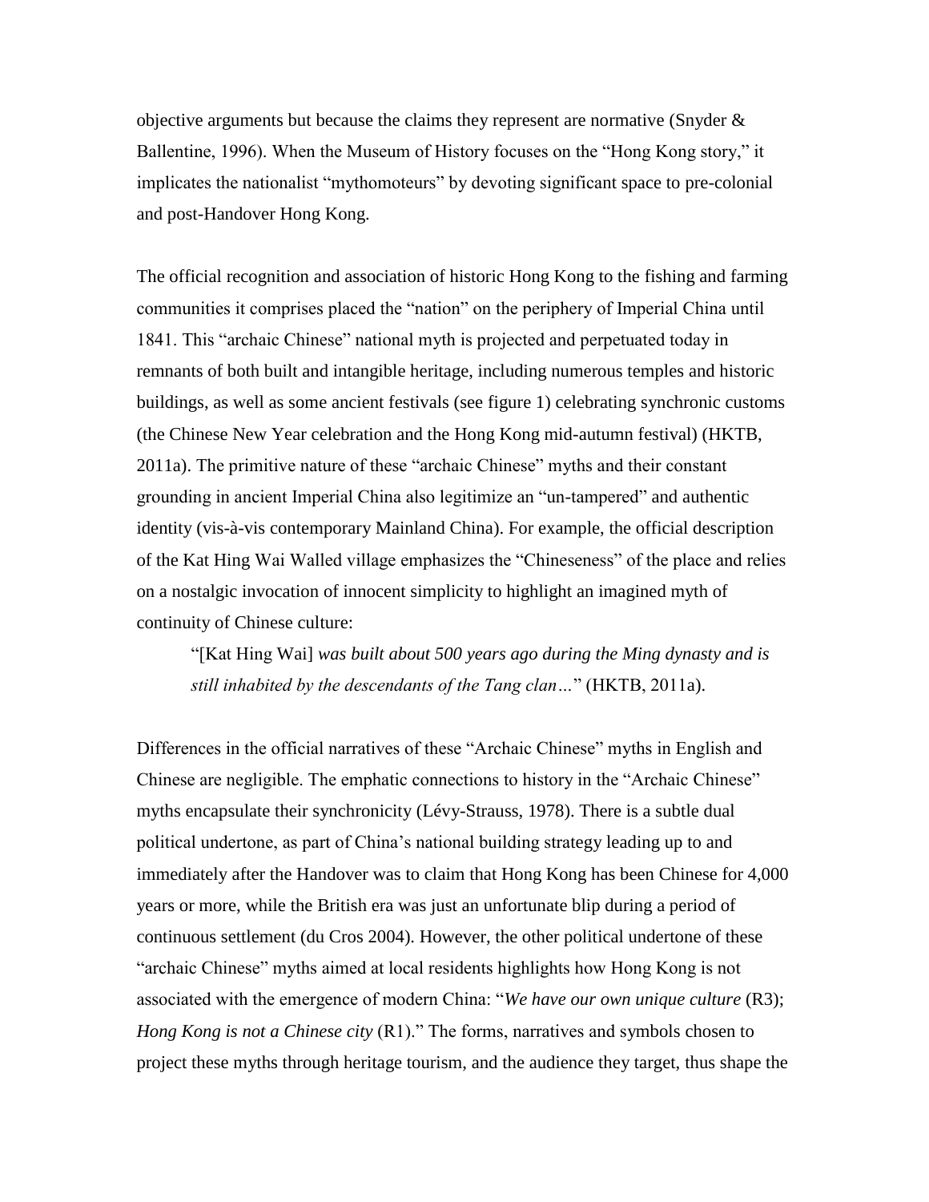objective arguments but because the claims they represent are normative (Snyder & Ballentine, 1996). When the Museum of History focuses on the "Hong Kong story," it implicates the nationalist "mythomoteurs" by devoting significant space to pre-colonial and post-Handover Hong Kong.

The official recognition and association of historic Hong Kong to the fishing and farming communities it comprises placed the "nation" on the periphery of Imperial China until 1841. This "archaic Chinese" national myth is projected and perpetuated today in remnants of both built and intangible heritage, including numerous temples and historic buildings, as well as some ancient festivals (see figure 1) celebrating synchronic customs (the Chinese New Year celebration and the Hong Kong mid-autumn festival) (HKTB, 2011a). The primitive nature of these "archaic Chinese" myths and their constant grounding in ancient Imperial China also legitimize an "un-tampered" and authentic identity (vis-à-vis contemporary Mainland China). For example, the official description of the Kat Hing Wai Walled village emphasizes the "Chineseness" of the place and relies on a nostalgic invocation of innocent simplicity to highlight an imagined myth of continuity of Chinese culture:

> "[Kat Hing Wai] *was built about 500 years ago during the Ming dynasty and is still inhabited by the descendants of the Tang clan…*" (HKTB, 2011a).

Differences in the official narratives of these "Archaic Chinese" myths in English and Chinese are negligible. The emphatic connections to history in the "Archaic Chinese" myths encapsulate their synchronicity (Lévy-Strauss, 1978). There is a subtle dual political undertone, as part of China's national building strategy leading up to and immediately after the Handover was to claim that Hong Kong has been Chinese for 4,000 years or more, while the British era was just an unfortunate blip during a period of continuous settlement (du Cros 2004). However, the other political undertone of these "archaic Chinese" myths aimed at local residents highlights how Hong Kong is not associated with the emergence of modern China: "*We have our own unique culture* (R3); *Hong Kong is not a Chinese city* (R1)." The forms, narratives and symbols chosen to project these myths through heritage tourism, and the audience they target, thus shape the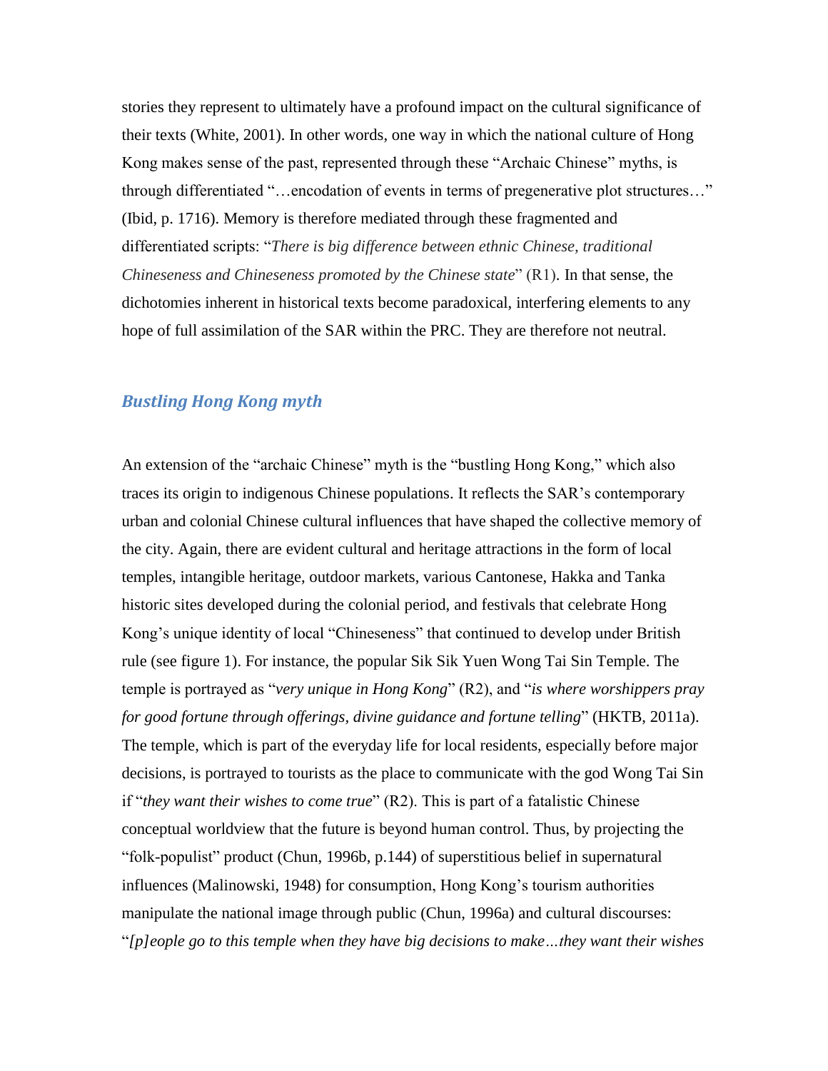stories they represent to ultimately have a profound impact on the cultural significance of their texts (White, 2001). In other words, one way in which the national culture of Hong Kong makes sense of the past, represented through these "Archaic Chinese" myths, is through differentiated "…encodation of events in terms of pregenerative plot structures…" (Ibid, p. 1716). Memory is therefore mediated through these fragmented and differentiated scripts: "*There is big difference between ethnic Chinese, traditional Chineseness and Chineseness promoted by the Chinese state*" (R1). In that sense, the dichotomies inherent in historical texts become paradoxical, interfering elements to any hope of full assimilation of the SAR within the PRC. They are therefore not neutral.

### *Bustling Hong Kong myth*

An extension of the "archaic Chinese" myth is the "bustling Hong Kong," which also traces its origin to indigenous Chinese populations. It reflects the SAR's contemporary urban and colonial Chinese cultural influences that have shaped the collective memory of the city. Again, there are evident cultural and heritage attractions in the form of local temples, intangible heritage, outdoor markets, various Cantonese, Hakka and Tanka historic sites developed during the colonial period, and festivals that celebrate Hong Kong's unique identity of local "Chineseness" that continued to develop under British rule (see figure 1). For instance, the popular Sik Sik Yuen Wong Tai Sin Temple. The temple is portrayed as "*very unique in Hong Kong*" (R2), and "*is where worshippers pray for good fortune through offerings, divine guidance and fortune telling*" (HKTB, 2011a). The temple, which is part of the everyday life for local residents, especially before major decisions, is portrayed to tourists as the place to communicate with the god Wong Tai Sin if "*they want their wishes to come true*" (R2). This is part of a fatalistic Chinese conceptual worldview that the future is beyond human control. Thus, by projecting the "folk-populist" product (Chun, 1996b, p.144) of superstitious belief in supernatural influences (Malinowski, 1948) for consumption, Hong Kong's tourism authorities manipulate the national image through public (Chun, 1996a) and cultural discourses: "*[p]eople go to this temple when they have big decisions to make…they want their wishes*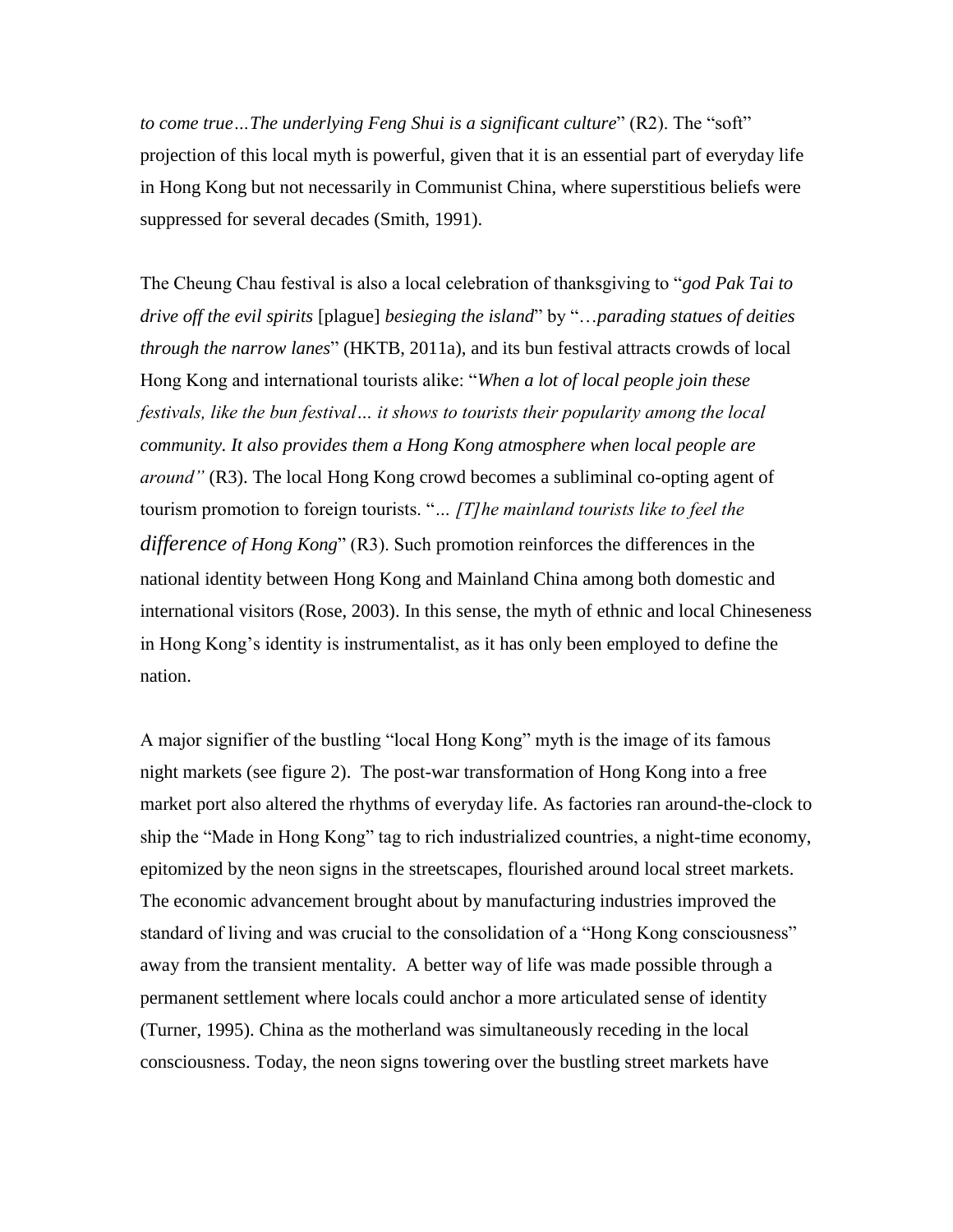*to come true…The underlying Feng Shui is a significant culture*" (R2). The "soft" projection of this local myth is powerful, given that it is an essential part of everyday life in Hong Kong but not necessarily in Communist China, where superstitious beliefs were suppressed for several decades (Smith, 1991).

The Cheung Chau festival is also a local celebration of thanksgiving to "*god Pak Tai to drive off the evil spirits* [plague] *besieging the island*" by "*…parading statues of deities through the narrow lanes*" (HKTB, 2011a), and its bun festival attracts crowds of local Hong Kong and international tourists alike: "*When a lot of local people join these festivals, like the bun festival… it shows to tourists their popularity among the local community. It also provides them a Hong Kong atmosphere when local people are around"* (R3). The local Hong Kong crowd becomes a subliminal co-opting agent of tourism promotion to foreign tourists. "*… [T]he mainland tourists like to feel the difference of Hong Kong*" (R3). Such promotion reinforces the differences in the national identity between Hong Kong and Mainland China among both domestic and international visitors (Rose, 2003). In this sense, the myth of ethnic and local Chineseness in Hong Kong's identity is instrumentalist, as it has only been employed to define the nation.

A major signifier of the bustling "local Hong Kong" myth is the image of its famous night markets (see figure 2). The post-war transformation of Hong Kong into a free market port also altered the rhythms of everyday life. As factories ran around-the-clock to ship the "Made in Hong Kong" tag to rich industrialized countries, a night-time economy, epitomized by the neon signs in the streetscapes, flourished around local street markets. The economic advancement brought about by manufacturing industries improved the standard of living and was crucial to the consolidation of a "Hong Kong consciousness" away from the transient mentality. A better way of life was made possible through a permanent settlement where locals could anchor a more articulated sense of identity (Turner, 1995). China as the motherland was simultaneously receding in the local consciousness. Today, the neon signs towering over the bustling street markets have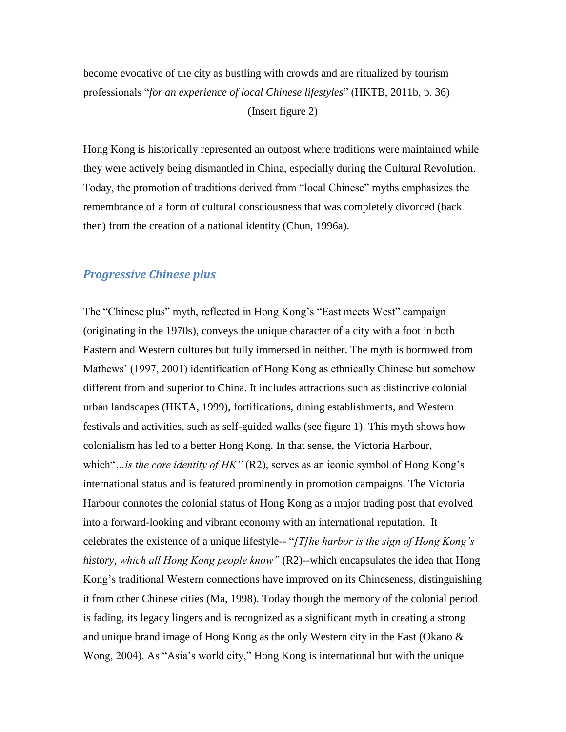become evocative of the city as bustling with crowds and are ritualized by tourism professionals "*for an experience of local Chinese lifestyles*" (HKTB, 2011b, p. 36)

(Insert figure 2)

Hong Kong is historically represented an outpost where traditions were maintained while they were actively being dismantled in China, especially during the Cultural Revolution. Today, the promotion of traditions derived from "local Chinese" myths emphasizes the remembrance of a form of cultural consciousness that was completely divorced (back then) from the creation of a national identity (Chun, 1996a).

### *Progressive Chinese plus*

The "Chinese plus" myth, reflected in Hong Kong's "East meets West" campaign (originating in the 1970s), conveys the unique character of a city with a foot in both Eastern and Western cultures but fully immersed in neither. The myth is borrowed from Mathews' (1997, 2001) identification of Hong Kong as ethnically Chinese but somehow different from and superior to China. It includes attractions such as distinctive colonial urban landscapes (HKTA, 1999), fortifications, dining establishments, and Western festivals and activities, such as self-guided walks (see figure 1). This myth shows how colonialism has led to a better Hong Kong. In that sense, the Victoria Harbour, which"*…is the core identity of HK"* (R2), serves as an iconic symbol of Hong Kong's international status and is featured prominently in promotion campaigns. The Victoria Harbour connotes the colonial status of Hong Kong as a major trading post that evolved into a forward-looking and vibrant economy with an international reputation. It celebrates the existence of a unique lifestyle-- "*[T]he harbor is the sign of Hong Kong's history, which all Hong Kong people know"* (R2)--which encapsulates the idea that Hong Kong's traditional Western connections have improved on its Chineseness, distinguishing it from other Chinese cities (Ma, 1998). Today though the memory of the colonial period is fading, its legacy lingers and is recognized as a significant myth in creating a strong and unique brand image of Hong Kong as the only Western city in the East (Okano & Wong, 2004). As "Asia's world city," Hong Kong is international but with the unique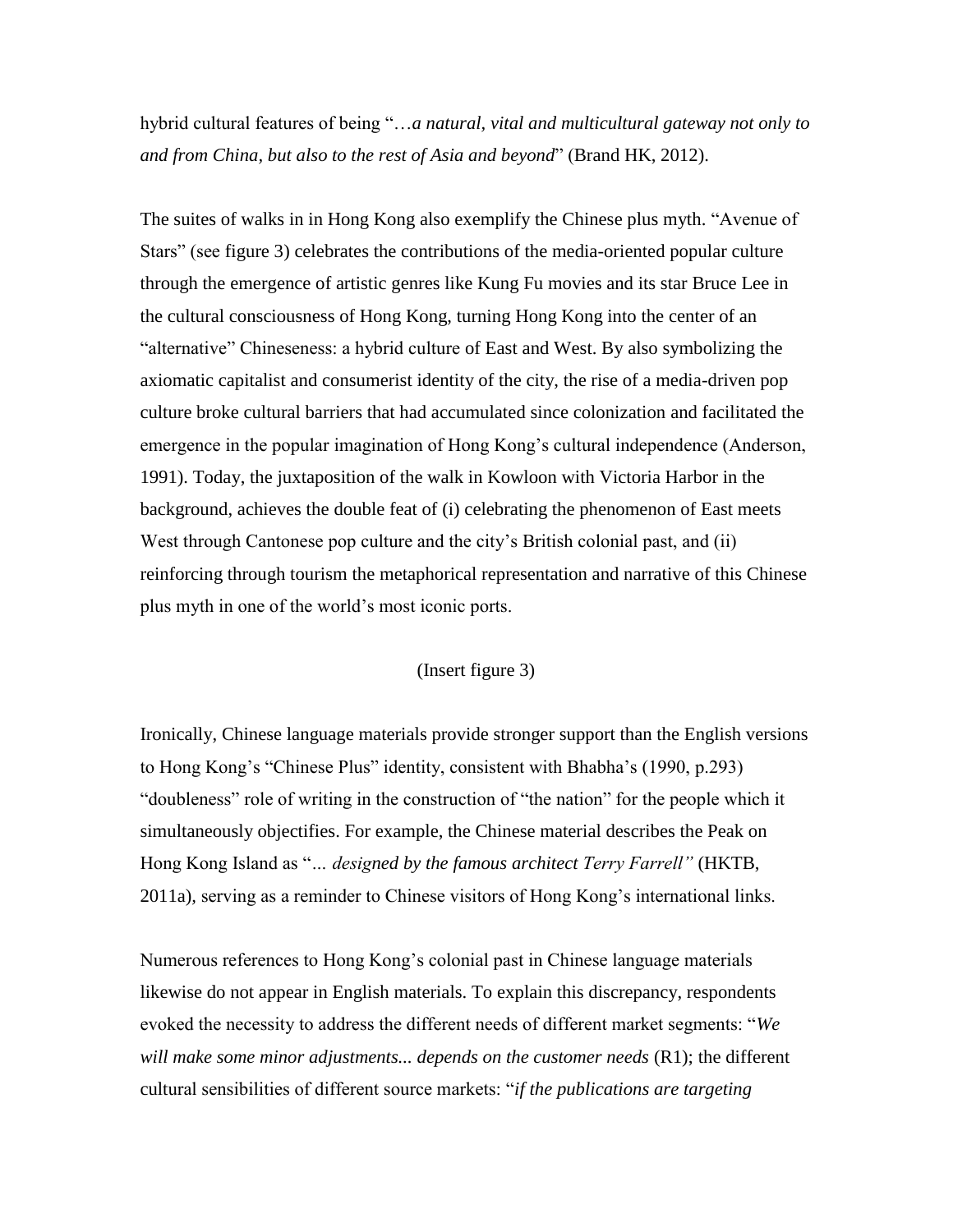hybrid cultural features of being "*…a natural, vital and multicultural gateway not only to and from China, but also to the rest of Asia and beyond*" (Brand HK, 2012).

The suites of walks in in Hong Kong also exemplify the Chinese plus myth. "Avenue of Stars" (see figure 3) celebrates the contributions of the media-oriented popular culture through the emergence of artistic genres like Kung Fu movies and its star Bruce Lee in the cultural consciousness of Hong Kong, turning Hong Kong into the center of an "alternative" Chineseness: a hybrid culture of East and West. By also symbolizing the axiomatic capitalist and consumerist identity of the city, the rise of a media-driven pop culture broke cultural barriers that had accumulated since colonization and facilitated the emergence in the popular imagination of Hong Kong's cultural independence (Anderson, 1991). Today, the juxtaposition of the walk in Kowloon with Victoria Harbor in the background, achieves the double feat of (i) celebrating the phenomenon of East meets West through Cantonese pop culture and the city's British colonial past, and (ii) reinforcing through tourism the metaphorical representation and narrative of this Chinese plus myth in one of the world's most iconic ports.

(Insert figure 3)

Ironically, Chinese language materials provide stronger support than the English versions to Hong Kong's "Chinese Plus" identity, consistent with Bhabha's (1990, p.293) "doubleness" role of writing in the construction of "the nation" for the people which it simultaneously objectifies. For example, the Chinese material describes the Peak on Hong Kong Island as "*… designed by the famous architect Terry Farrell"* (HKTB, 2011a), serving as a reminder to Chinese visitors of Hong Kong's international links.

Numerous references to Hong Kong's colonial past in Chinese language materials likewise do not appear in English materials. To explain this discrepancy, respondents evoked the necessity to address the different needs of different market segments: "*We will make some minor adjustments... depends on the customer needs* (R1); the different cultural sensibilities of different source markets: "*if the publications are targeting*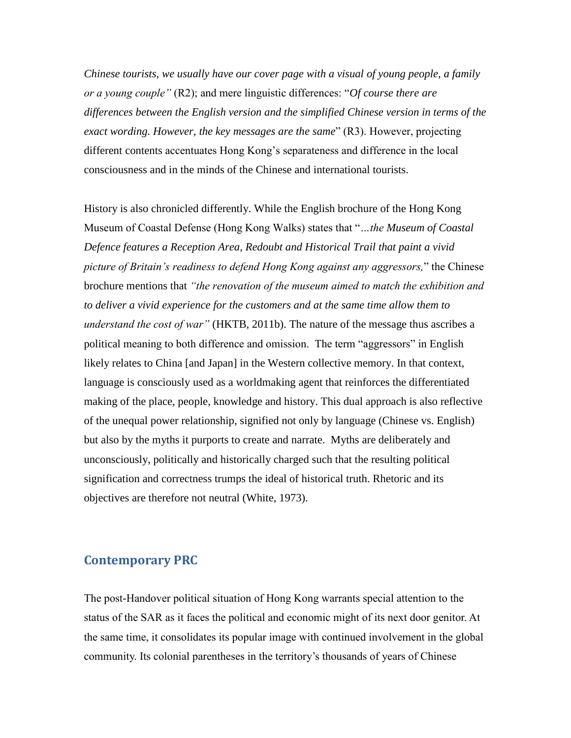*Chinese tourists, we usually have our cover page with a visual of young people, a family or a young couple"* (R2); and mere linguistic differences: "*Of course there are differences between the English version and the simplified Chinese version in terms of the exact wording. However, the key messages are the same*" (R3). However, projecting different contents accentuates Hong Kong's separateness and difference in the local consciousness and in the minds of the Chinese and international tourists.

History is also chronicled differently. While the English brochure of the Hong Kong Museum of Coastal Defense (Hong Kong Walks) states that "*…the Museum of Coastal Defence features a Reception Area, Redoubt and Historical Trail that paint a vivid picture of Britain's readiness to defend Hong Kong against any aggressors,*" the Chinese brochure mentions that *"the renovation of the museum aimed to match the exhibition and to deliver a vivid experience for the customers and at the same time allow them to understand the cost of war"* (HKTB, 2011b). The nature of the message thus ascribes a political meaning to both difference and omission. The term "aggressors" in English likely relates to China [and Japan] in the Western collective memory. In that context, language is consciously used as a worldmaking agent that reinforces the differentiated making of the place, people, knowledge and history. This dual approach is also reflective of the unequal power relationship, signified not only by language (Chinese vs. English) but also by the myths it purports to create and narrate. Myths are deliberately and unconsciously, politically and historically charged such that the resulting political signification and correctness trumps the ideal of historical truth. Rhetoric and its objectives are therefore not neutral (White, 1973).

## Contemporary PRC

The post-Handover political situation of Hong Kong warrants special attention to the status of the SAR as it faces the political and economic might of its next door genitor. At the same time, it consolidates its popular image with continued involvement in the global community. Its colonial parentheses in the territory's thousands of years of Chinese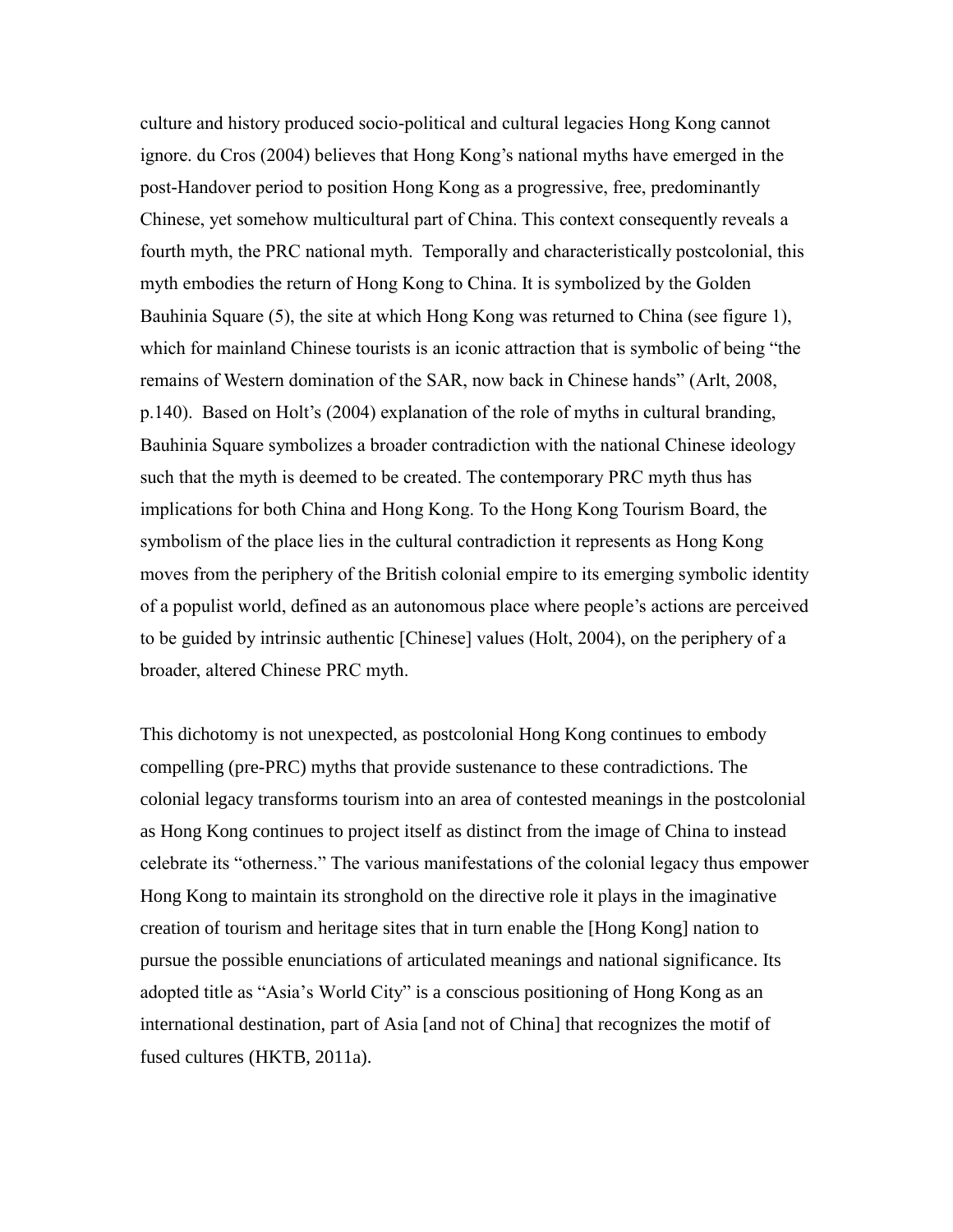culture and history produced socio-political and cultural legacies Hong Kong cannot ignore. du Cros (2004) believes that Hong Kong's national myths have emerged in the post-Handover period to position Hong Kong as a progressive, free, predominantly Chinese, yet somehow multicultural part of China. This context consequently reveals a fourth myth, the PRC national myth. Temporally and characteristically postcolonial, this myth embodies the return of Hong Kong to China. It is symbolized by the Golden Bauhinia Square (5), the site at which Hong Kong was returned to China (see figure 1), which for mainland Chinese tourists is an iconic attraction that is symbolic of being "the remains of Western domination of the SAR, now back in Chinese hands" (Arlt, 2008, p.140). Based on Holt's (2004) explanation of the role of myths in cultural branding, Bauhinia Square symbolizes a broader contradiction with the national Chinese ideology such that the myth is deemed to be created. The contemporary PRC myth thus has implications for both China and Hong Kong. To the Hong Kong Tourism Board, the symbolism of the place lies in the cultural contradiction it represents as Hong Kong moves from the periphery of the British colonial empire to its emerging symbolic identity of a populist world, defined as an autonomous place where people's actions are perceived to be guided by intrinsic authentic [Chinese] values (Holt, 2004), on the periphery of a broader, altered Chinese PRC myth.

This dichotomy is not unexpected, as postcolonial Hong Kong continues to embody compelling (pre-PRC) myths that provide sustenance to these contradictions. The colonial legacy transforms tourism into an area of contested meanings in the postcolonial as Hong Kong continues to project itself as distinct from the image of China to instead celebrate its "otherness." The various manifestations of the colonial legacy thus empower Hong Kong to maintain its stronghold on the directive role it plays in the imaginative creation of tourism and heritage sites that in turn enable the [Hong Kong] nation to pursue the possible enunciations of articulated meanings and national significance. Its adopted title as "Asia's World City" is a conscious positioning of Hong Kong as an international destination, part of Asia [and not of China] that recognizes the motif of fused cultures (HKTB, 2011a).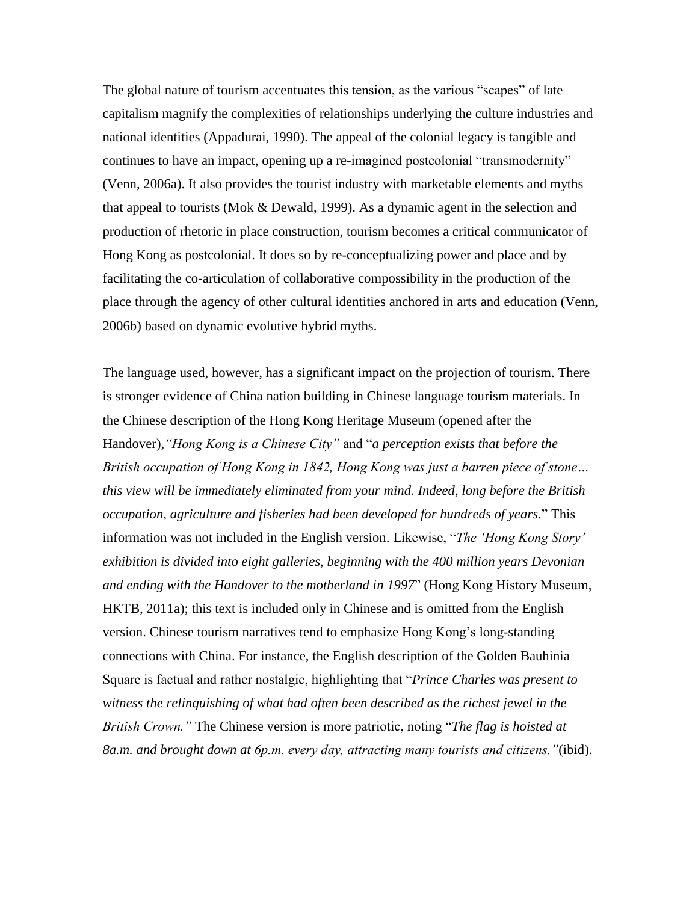The global nature of tourism accentuates this tension, as the various "scapes" of late capitalism magnify the complexities of relationships underlying the culture industries and national identities (Appadurai, 1990). The appeal of the colonial legacy is tangible and continues to have an impact, opening up a re-imagined postcolonial "transmodernity" (Venn, 2006a). It also provides the tourist industry with marketable elements and myths that appeal to tourists (Mok & Dewald, 1999). As a dynamic agent in the selection and production of rhetoric in place construction, tourism becomes a critical communicator of Hong Kong as postcolonial. It does so by re-conceptualizing power and place and by facilitating the co-articulation of collaborative compossibility in the production of the place through the agency of other cultural identities anchored in arts and education (Venn, 2006b) based on dynamic evolutive hybrid myths.

The language used, however, has a significant impact on the projection of tourism. There is stronger evidence of China nation building in Chinese language tourism materials. In the Chinese description of the Hong Kong Heritage Museum (opened after the Handover),*"Hong Kong is a Chinese City"* and "*a perception exists that before the British occupation of Hong Kong in 1842, Hong Kong was just a barren piece of stone… this view will be immediately eliminated from your mind. Indeed, long before the British occupation, agriculture and fisheries had been developed for hundreds of years.*" This information was not included in the English version. Likewise, "*The 'Hong Kong Story' exhibition is divided into eight galleries, beginning with the 400 million years Devonian and ending with the Handover to the motherland in 1997*" (Hong Kong History Museum, HKTB, 2011a); this text is included only in Chinese and is omitted from the English version. Chinese tourism narratives tend to emphasize Hong Kong's long-standing connections with China. For instance, the English description of the Golden Bauhinia Square is factual and rather nostalgic, highlighting that "*Prince Charles was present to witness the relinquishing of what had often been described as the richest jewel in the British Crown."* The Chinese version is more patriotic, noting "*The flag is hoisted at 8a.m. and brought down at 6p.m. every day, attracting many tourists and citizens."*(ibid).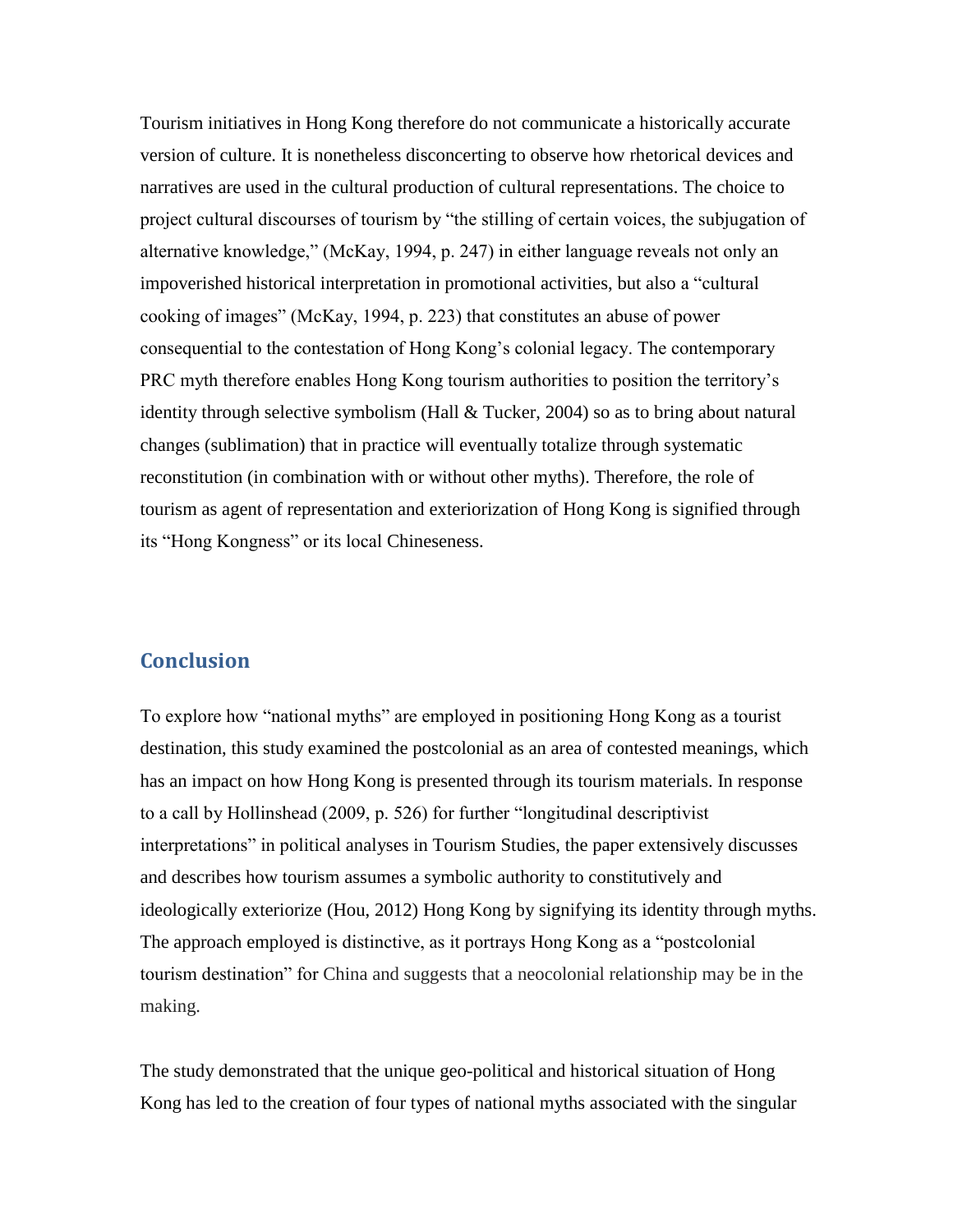Tourism initiatives in Hong Kong therefore do not communicate a historically accurate version of culture. It is nonetheless disconcerting to observe how rhetorical devices and narratives are used in the cultural production of cultural representations. The choice to project cultural discourses of tourism by "the stilling of certain voices, the subjugation of alternative knowledge," (McKay, 1994, p. 247) in either language reveals not only an impoverished historical interpretation in promotional activities, but also a "cultural cooking of images" (McKay, 1994, p. 223) that constitutes an abuse of power consequential to the contestation of Hong Kong's colonial legacy. The contemporary PRC myth therefore enables Hong Kong tourism authorities to position the territory's identity through selective symbolism (Hall & Tucker, 2004) so as to bring about natural changes (sublimation) that in practice will eventually totalize through systematic reconstitution (in combination with or without other myths). Therefore, the role of tourism as agent of representation and exteriorization of Hong Kong is signified through its "Hong Kongness" or its local Chineseness.

## Conclusion

To explore how "national myths" are employed in positioning Hong Kong as a tourist destination, this study examined the postcolonial as an area of contested meanings, which has an impact on how Hong Kong is presented through its tourism materials. In response to a call by Hollinshead (2009, p. 526) for further "longitudinal descriptivist interpretations" in political analyses in Tourism Studies, the paper extensively discusses and describes how tourism assumes a symbolic authority to constitutively and ideologically exteriorize (Hou, 2012) Hong Kong by signifying its identity through myths. The approach employed is distinctive, as it portrays Hong Kong as a "postcolonial tourism destination" for China and suggests that a neocolonial relationship may be in the making.

The study demonstrated that the unique geo-political and historical situation of Hong Kong has led to the creation of four types of national myths associated with the singular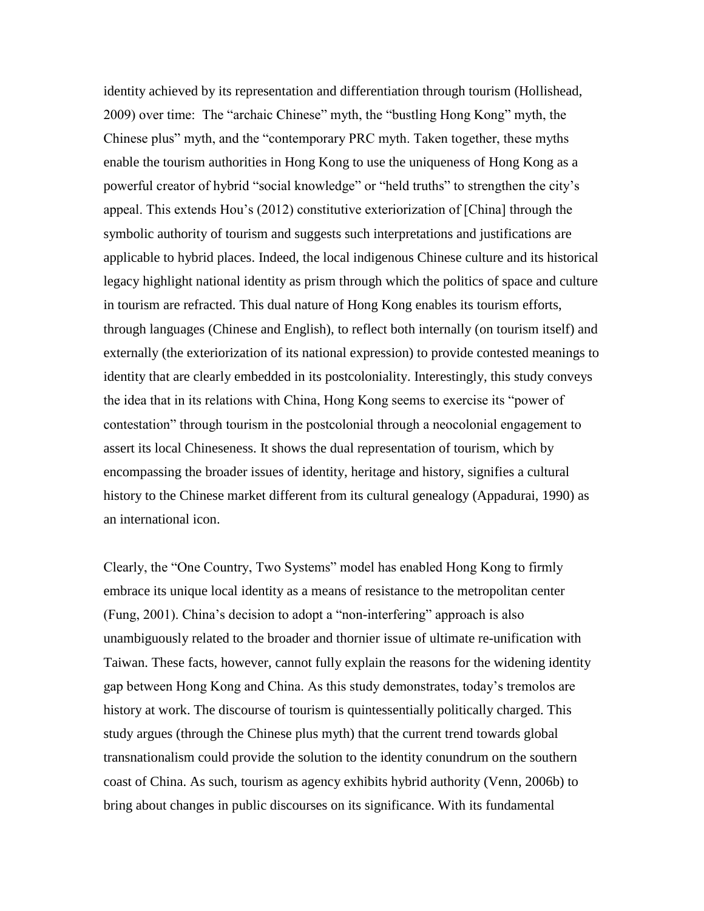identity achieved by its representation and differentiation through tourism (Hollishead, 2009) over time: The "archaic Chinese" myth, the "bustling Hong Kong" myth, the Chinese plus" myth, and the "contemporary PRC myth. Taken together, these myths enable the tourism authorities in Hong Kong to use the uniqueness of Hong Kong as a powerful creator of hybrid "social knowledge" or "held truths" to strengthen the city's appeal. This extends Hou's (2012) constitutive exteriorization of [China] through the symbolic authority of tourism and suggests such interpretations and justifications are applicable to hybrid places. Indeed, the local indigenous Chinese culture and its historical legacy highlight national identity as prism through which the politics of space and culture in tourism are refracted. This dual nature of Hong Kong enables its tourism efforts, through languages (Chinese and English), to reflect both internally (on tourism itself) and externally (the exteriorization of its national expression) to provide contested meanings to identity that are clearly embedded in its postcoloniality. Interestingly, this study conveys the idea that in its relations with China, Hong Kong seems to exercise its "power of contestation" through tourism in the postcolonial through a neocolonial engagement to assert its local Chineseness. It shows the dual representation of tourism, which by encompassing the broader issues of identity, heritage and history, signifies a cultural history to the Chinese market different from its cultural genealogy (Appadurai, 1990) as an international icon.

Clearly, the "One Country, Two Systems" model has enabled Hong Kong to firmly embrace its unique local identity as a means of resistance to the metropolitan center (Fung, 2001). China's decision to adopt a "non-interfering" approach is also unambiguously related to the broader and thornier issue of ultimate re-unification with Taiwan. These facts, however, cannot fully explain the reasons for the widening identity gap between Hong Kong and China. As this study demonstrates, today's tremolos are history at work. The discourse of tourism is quintessentially politically charged. This study argues (through the Chinese plus myth) that the current trend towards global transnationalism could provide the solution to the identity conundrum on the southern coast of China. As such, tourism as agency exhibits hybrid authority (Venn, 2006b) to bring about changes in public discourses on its significance. With its fundamental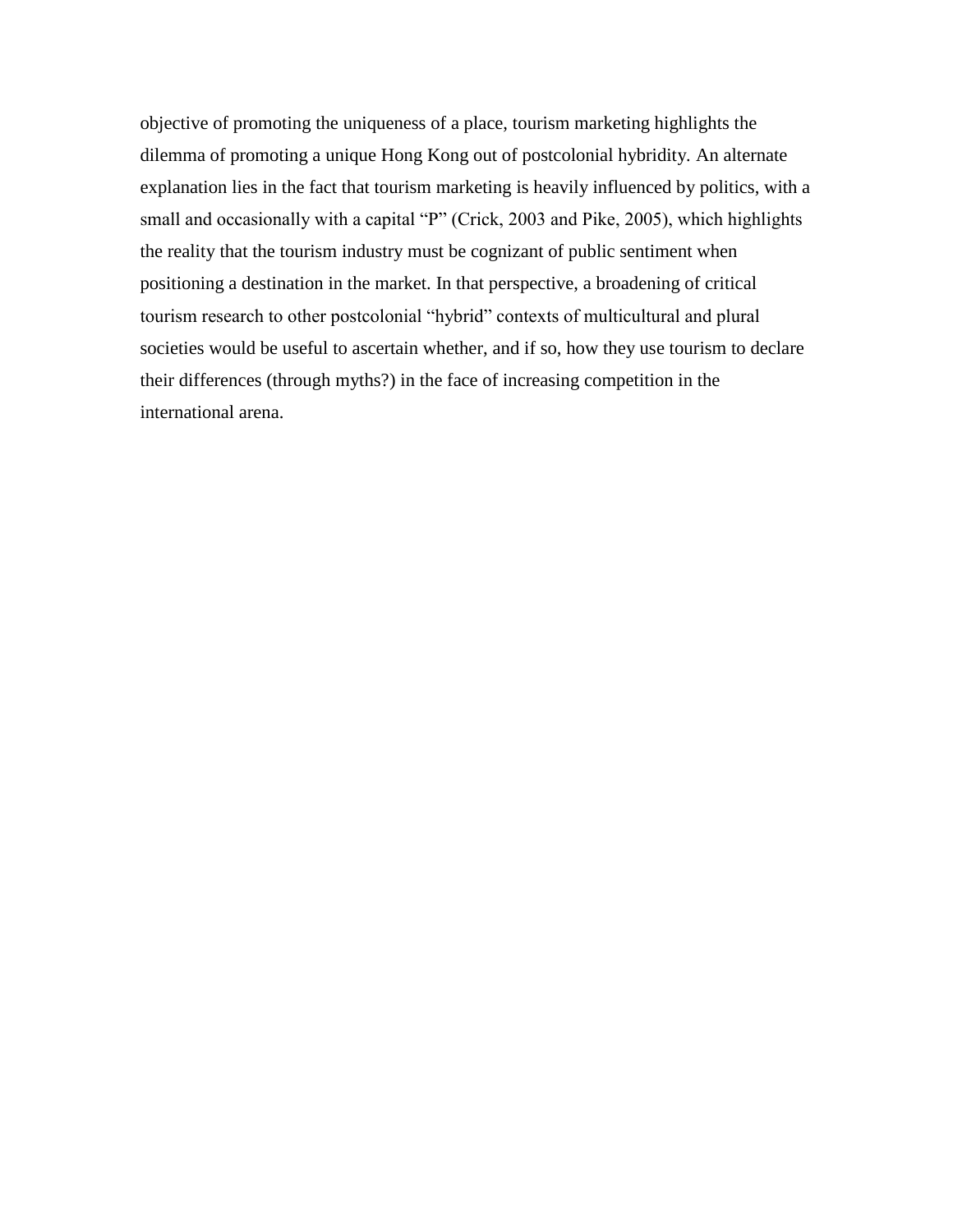objective of promoting the uniqueness of a place, tourism marketing highlights the dilemma of promoting a unique Hong Kong out of postcolonial hybridity. An alternate explanation lies in the fact that tourism marketing is heavily influenced by politics, with a small and occasionally with a capital "P" (Crick, 2003 and Pike, 2005), which highlights the reality that the tourism industry must be cognizant of public sentiment when positioning a destination in the market. In that perspective, a broadening of critical tourism research to other postcolonial "hybrid" contexts of multicultural and plural societies would be useful to ascertain whether, and if so, how they use tourism to declare their differences (through myths?) in the face of increasing competition in the international arena.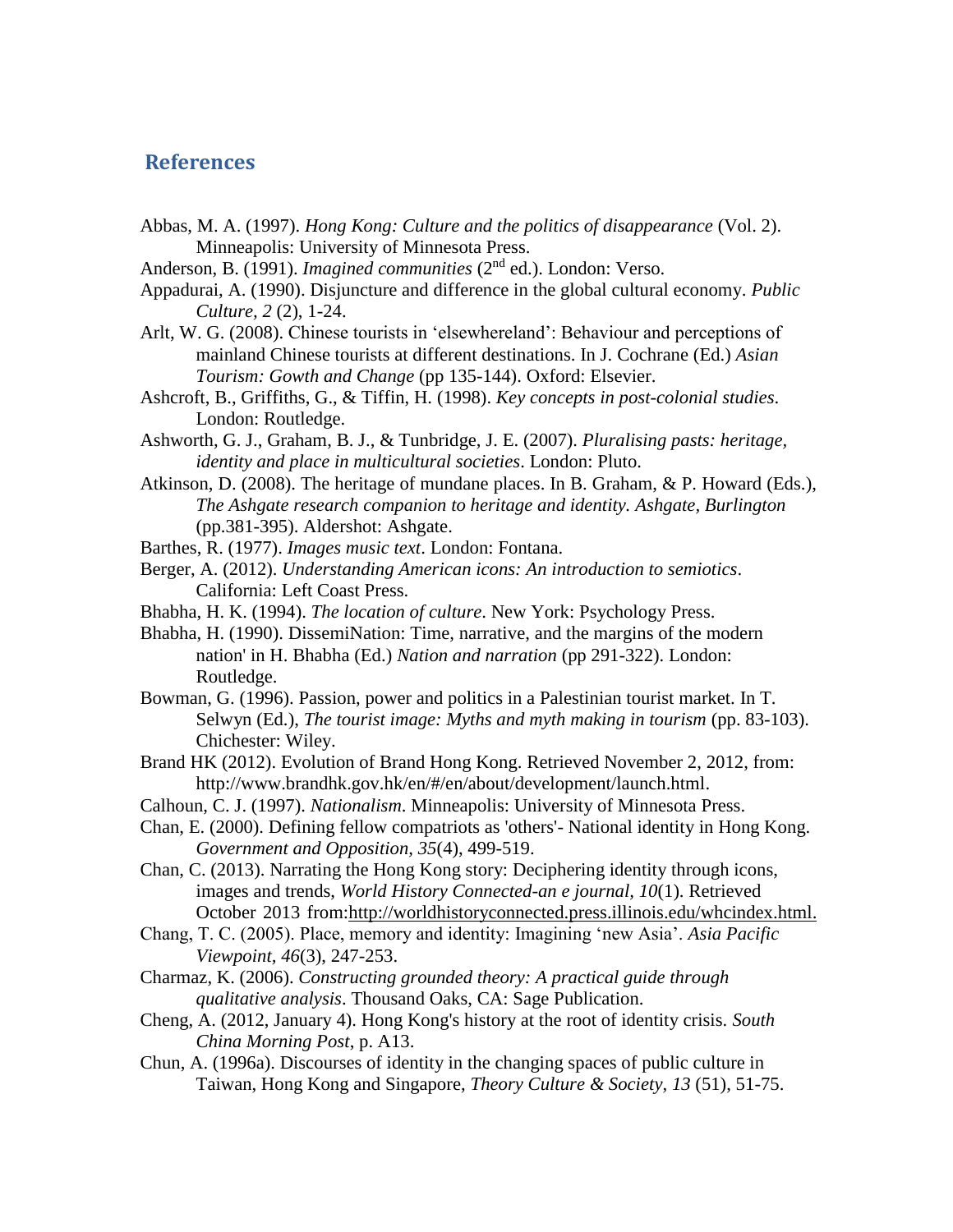## References

Abbas, M. A. (1997). *Hong Kong: Culture and the politics of disappearance* (Vol. 2). Minneapolis: University of Minnesota Press.

Anderson, B. (1991). *Imagined communities* (2nd ed.). London: Verso.

Appadurai, A. (1990). Disjuncture and difference in the global cultural economy. *Public Culture*, *2* (2), 1-24.

Arlt, W. G. (2008). Chinese tourists in 'elsewhereland': Behaviour and perceptions of mainland Chinese tourists at different destinations. In J. Cochrane (Ed.) *Asian Tourism: Gowth and Change* (pp 135-144). Oxford: Elsevier.

Ashcroft, B., Griffiths, G., & Tiffin, H. (1998). *Key concepts in post-colonial studies*. London: Routledge.

Ashworth, G. J., Graham, B. J., & Tunbridge, J. E. (2007). *Pluralising pasts: heritage, identity and place in multicultural societies*. London: Pluto.

Atkinson, D. (2008). The heritage of mundane places. In B. Graham, & P. Howard (Eds.), *The Ashgate research companion to heritage and identity. Ashgate, Burlington* (pp.381-395). Aldershot: Ashgate.

Barthes, R. (1977). *Images music text*. London: Fontana.

Berger, A. (2012). *Understanding American icons: An introduction to semiotics*. California: Left Coast Press.

Bhabha, H. K. (1994). *The location of culture*. New York: Psychology Press.

Bhabha, H. (1990). DissemiNation: Time, narrative, and the margins of the modern nation' in H. Bhabha (Ed.) *Nation and narration* (pp 291-322). London: Routledge.

Bowman, G. (1996). Passion, power and politics in a Palestinian tourist market. In T. Selwyn (Ed.), *The tourist image: Myths and myth making in tourism* (pp. 83-103). Chichester: Wiley.

Brand HK (2012). Evolution of Brand Hong Kong. Retrieved November 2, 2012, from: http://www.brandhk.gov.hk/en/#/en/about/development/launch.html.

Calhoun, C. J. (1997). *Nationalism*. Minneapolis: University of Minnesota Press.

Chan, E. (2000). Defining fellow compatriots as 'others'- National identity in Hong Kong. *Government and Opposition, 35*(4), 499-519.

Chan, C. (2013). Narrating the Hong Kong story: Deciphering identity through icons, images and trends, *World History Connected-an e journal, 10*(1). Retrieved October 2013 from:http://worldhistoryconnected.press.illinois.edu/whcindex.html.

Chang, T. C. (2005). Place, memory and identity: Imagining 'new Asia'. *Asia Pacific Viewpoint*, *46*(3), 247-253.

Charmaz, K. (2006). *Constructing grounded theory: A practical guide through qualitative analysis*. Thousand Oaks, CA: Sage Publication.

Cheng, A. (2012, January 4). Hong Kong's history at the root of identity crisis. *South China Morning Post*, p. A13.

Chun, A. (1996a). Discourses of identity in the changing spaces of public culture in Taiwan, Hong Kong and Singapore, *Theory Culture & Society*, *13* (51), 51-75.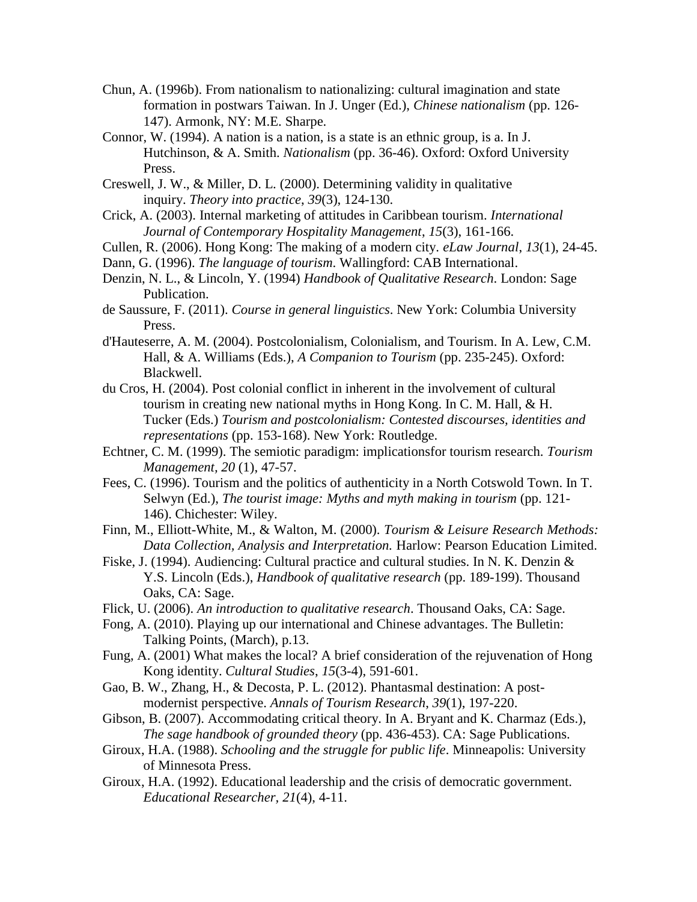Chun, A. (1996b). From nationalism to nationalizing: cultural imagination and state formation in postwars Taiwan. In J. Unger (Ed.), *Chinese nationalism* (pp. 126-147). Armonk, NY: M.E. Sharpe.

Connor, W. (1994). A nation is a nation, is a state is an ethnic group, is a. In J. Hutchinson, & A. Smith. *Nationalism* (pp. 36-46). Oxford: Oxford University Press.

Creswell, J. W., & Miller, D. L. (2000). Determining validity in qualitative inquiry. *Theory into practice*, *39*(3), 124-130.

Crick, A. (2003). Internal marketing of attitudes in Caribbean tourism. *International Journal of Contemporary Hospitality Management*, *15*(3), 161-166.

Cullen, R. (2006). Hong Kong: The making of a modern city. *eLaw Journal*, *13*(1), 24-45.

Dann, G. (1996). *The language of tourism*. Wallingford: CAB International.

Denzin, N. L., & Lincoln, Y. (1994) *Handbook of Qualitative Research*. London: Sage Publication.

de Saussure, F. (2011). *Course in general linguistics*. New York: Columbia University Press.

d'Hauteserre, A. M. (2004). Postcolonialism, Colonialism, and Tourism. In A. Lew, C.M. Hall, & A. Williams (Eds.), *A Companion to Tourism* (pp. 235-245). Oxford: Blackwell.

du Cros, H. (2004). Post colonial conflict in inherent in the involvement of cultural tourism in creating new national myths in Hong Kong. In C. M. Hall, & H. Tucker (Eds.) *Tourism and postcolonialism: Contested discourses, identities and representations* (pp. 153-168). New York: Routledge.

Echtner, C. M. (1999). The semiotic paradigm: implicationsfor tourism research. *Tourism Management, 20* (1), 47-57.

Fees, C. (1996). Tourism and the politics of authenticity in a North Cotswold Town. In T. Selwyn (Ed.), *The tourist image: Myths and myth making in tourism* (pp. 121-146). Chichester: Wiley.

Finn, M., Elliott-White, M., & Walton, M. (2000). *Tourism & Leisure Research Methods: Data Collection, Analysis and Interpretation.* Harlow: Pearson Education Limited.

Fiske, J. (1994). Audiencing: Cultural practice and cultural studies. In N. K. Denzin & Y.S. Lincoln (Eds.), *Handbook of qualitative research* (pp. 189-199). Thousand Oaks, CA: Sage.

Flick, U. (2006). *An introduction to qualitative research*. Thousand Oaks, CA: Sage.

Fong, A. (2010). Playing up our international and Chinese advantages. The Bulletin: Talking Points, (March), p.13.

Fung, A. (2001) What makes the local? A brief consideration of the rejuvenation of Hong Kong identity. *Cultural Studies*, *15*(3-4), 591-601.

Gao, B. W., Zhang, H., & Decosta, P. L. (2012). Phantasmal destination: A post-modernist perspective. *Annals of Tourism Research*, *39*(1), 197-220.

Gibson, B. (2007). Accommodating critical theory. In A. Bryant and K. Charmaz (Eds.), *The sage handbook of grounded theory* (pp. 436-453). CA: Sage Publications.

Giroux, H.A. (1988). *Schooling and the struggle for public life*. Minneapolis: University of Minnesota Press.

Giroux, H.A. (1992). Educational leadership and the crisis of democratic government. *Educational Researcher, 21*(4), 4-11.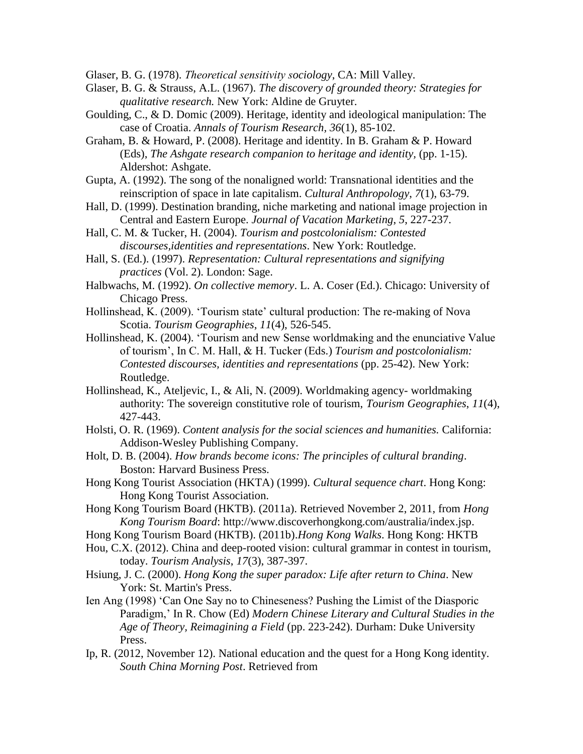Glaser, B. G. (1978). *Theoretical sensitivity sociology*, CA: Mill Valley.

Glaser, B. G. & Strauss, A.L. (1967). *The discovery of grounded theory: Strategies for qualitative research.* New York: Aldine de Gruyter.

Goulding, C., & D. Domic (2009). Heritage, identity and ideological manipulation: The case of Croatia. *Annals of Tourism Research*, *36*(1), 85-102.

Graham, B. & Howard, P. (2008). Heritage and identity. In B. Graham & P. Howard (Eds), *The Ashgate research companion to heritage and identity*, (pp. 1-15). Aldershot: Ashgate.

Gupta, A. (1992). The song of the nonaligned world: Transnational identities and the reinscription of space in late capitalism. *Cultural Anthropology*, *7*(1), 63-79.

Hall, D. (1999). Destination branding, niche marketing and national image projection in Central and Eastern Europe. *Journal of Vacation Marketing*, *5*, 227-237.

Hall, C. M. & Tucker, H. (2004). *Tourism and postcolonialism: Contested discourses,identities and representations*. New York: Routledge.

Hall, S. (Ed.). (1997). *Representation: Cultural representations and signifying practices* (Vol. 2). London: Sage.

Halbwachs, M. (1992). *On collective memory*. L. A. Coser (Ed.). Chicago: University of Chicago Press.

Hollinshead, K. (2009). 'Tourism state' cultural production: The re-making of Nova Scotia. *Tourism Geographies*, *11*(4), 526-545.

Hollinshead, K. (2004). 'Tourism and new Sense worldmaking and the enunciative Value of tourism', In C. M. Hall, & H. Tucker (Eds.) *Tourism and postcolonialism: Contested discourses, identities and representations* (pp. 25-42). New York: Routledge.

Hollinshead, K., Ateljevic, I., & Ali, N. (2009). Worldmaking agency- worldmaking authority: The sovereign constitutive role of tourism, *Tourism Geographies*, *11*(4), 427-443.

Holsti, O. R. (1969). *Content analysis for the social sciences and humanities.* California: Addison-Wesley Publishing Company.

Holt, D. B. (2004). *How brands become icons: The principles of cultural branding*. Boston: Harvard Business Press.

Hong Kong Tourist Association (HKTA) (1999). *Cultural sequence chart*. Hong Kong: Hong Kong Tourist Association.

Hong Kong Tourism Board (HKTB). (2011a). Retrieved November 2, 2011, from *Hong Kong Tourism Board*: http://www.discoverhongkong.com/australia/index.jsp.

Hong Kong Tourism Board (HKTB). (2011b).*Hong Kong Walks*. Hong Kong: HKTB

Hou, C.X. (2012). China and deep-rooted vision: cultural grammar in contest in tourism, today. *Tourism Analysis*, *17*(3), 387-397.

Hsiung, J. C. (2000). *Hong Kong the super paradox: Life after return to China*. New York: St. Martin's Press.

Ien Ang (1998) 'Can One Say no to Chineseness? Pushing the Limist of the Diasporic Paradigm,' In R. Chow (Ed) *Modern Chinese Literary and Cultural Studies in the Age of Theory, Reimagining a Field* (pp. 223-242). Durham: Duke University Press.

Ip, R. (2012, November 12). National education and the quest for a Hong Kong identity. *South China Morning Post*. Retrieved from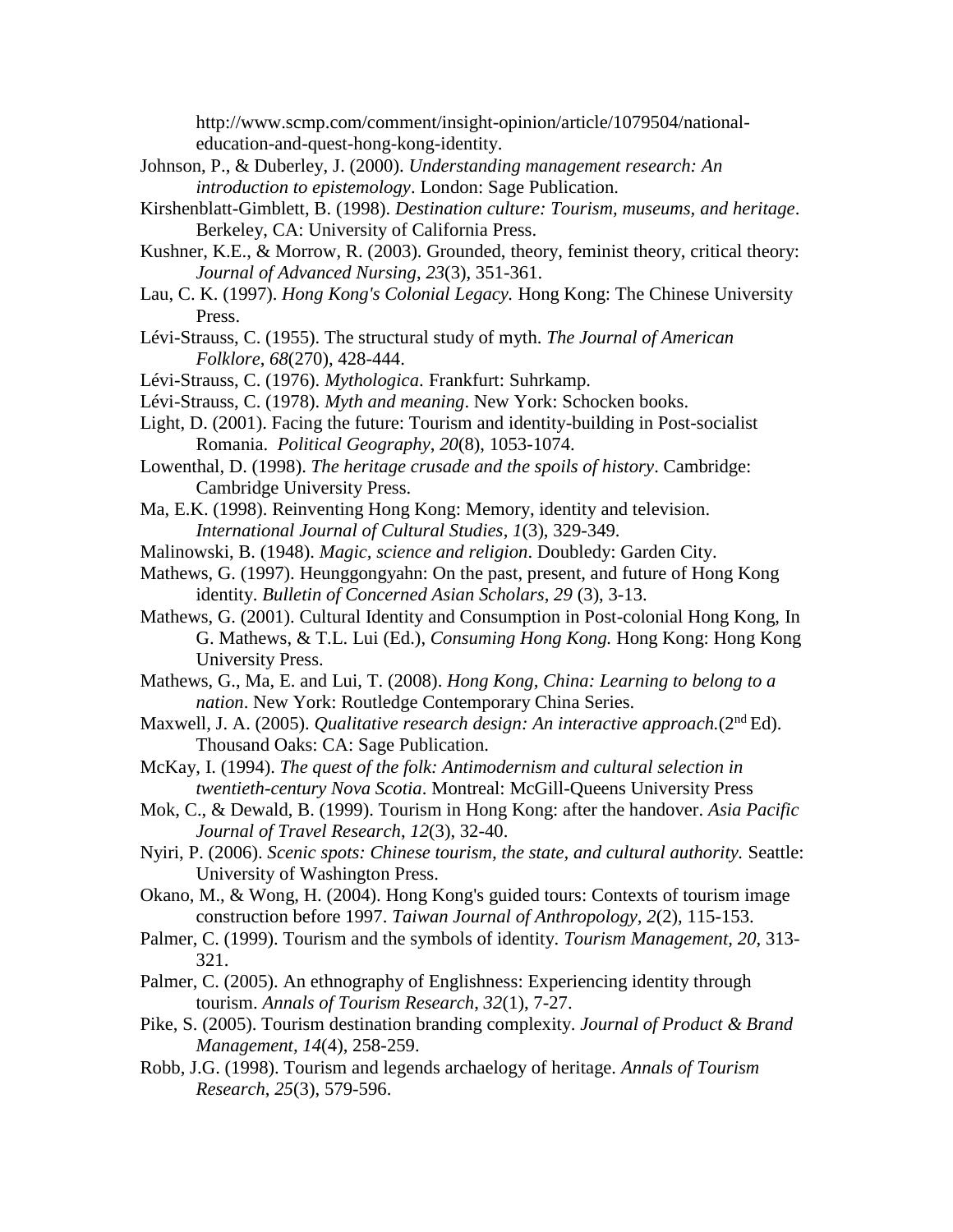http://www.scmp.com/comment/insight-opinion/article/1079504/national-education-and-quest-hong-kong-identity.

Johnson, P., & Duberley, J. (2000). *Understanding management research: An introduction to epistemology*. London: Sage Publication.

Kirshenblatt-Gimblett, B. (1998). *Destination culture: Tourism, museums, and heritage*. Berkeley, CA: University of California Press.

Kushner, K.E., & Morrow, R. (2003). Grounded, theory, feminist theory, critical theory: *Journal of Advanced Nursing*, *23*(3), 351-361.

Lau, C. K. (1997). *Hong Kong's Colonial Legacy.* Hong Kong: The Chinese University Press.

Lévi-Strauss, C. (1955). The structural study of myth. *The Journal of American Folklore*, *68*(270), 428-444.

Lévi-Strauss, C. (1976). *Mythologica*. Frankfurt: Suhrkamp.

Lévi-Strauss, C. (1978). *Myth and meaning*. New York: Schocken books.

Light, D. (2001). Facing the future: Tourism and identity-building in Post-socialist Romania. *Political Geography*, *20*(8), 1053-1074.

Lowenthal, D. (1998). *The heritage crusade and the spoils of history*. Cambridge: Cambridge University Press.

Ma, E.K. (1998). Reinventing Hong Kong: Memory, identity and television. *International Journal of Cultural Studies*, *1*(3), 329-349.

Malinowski, B. (1948). *Magic, science and religion*. Doubledy: Garden City.

Mathews, G. (1997). Heunggongyahn: On the past, present, and future of Hong Kong identity. *Bulletin of Concerned Asian Scholars*, *29* (3), 3-13.

Mathews, G. (2001). Cultural Identity and Consumption in Post-colonial Hong Kong, In G. Mathews, & T.L. Lui (Ed.), *Consuming Hong Kong.* Hong Kong: Hong Kong University Press.

Mathews, G., Ma, E. and Lui, T. (2008). *Hong Kong, China: Learning to belong to a nation*. New York: Routledge Contemporary China Series.

Maxwell, J. A. (2005). *Qualitative research design: An interactive approach.*(2nd Ed). Thousand Oaks: CA: Sage Publication.

McKay, I. (1994). *The quest of the folk: Antimodernism and cultural selection in twentieth-century Nova Scotia*. Montreal: McGill-Queens University Press

Mok, C., & Dewald, B. (1999). Tourism in Hong Kong: after the handover. *Asia Pacific Journal of Travel Research*, *12*(3), 32-40.

Nyiri, P. (2006). *Scenic spots: Chinese tourism, the state, and cultural authority.* Seattle: University of Washington Press.

Okano, M., & Wong, H. (2004). Hong Kong's guided tours: Contexts of tourism image construction before 1997. *Taiwan Journal of Anthropology, 2*(2), 115-153.

Palmer, C. (1999). Tourism and the symbols of identity. *Tourism Management, 20*, 313-321.

Palmer, C. (2005). An ethnography of Englishness: Experiencing identity through tourism. *Annals of Tourism Research*, *32*(1), 7-27.

Pike, S. (2005). Tourism destination branding complexity. *Journal of Product & Brand Management, 14*(4), 258-259.

Robb, J.G. (1998). Tourism and legends archaelogy of heritage. *Annals of Tourism Research*, *25*(3), 579-596.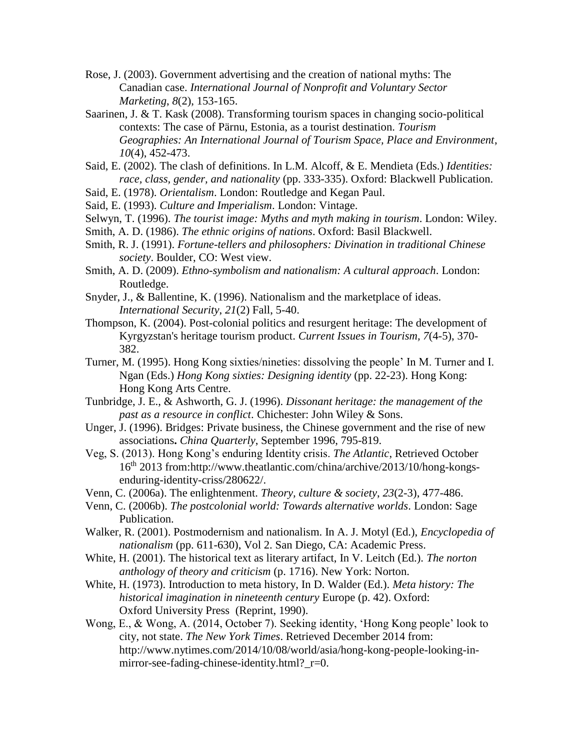Rose, J. (2003). Government advertising and the creation of national myths: The Canadian case. *International Journal of Nonprofit and Voluntary Sector Marketing*, *8*(2), 153-165.

Saarinen, J. & T. Kask (2008). Transforming tourism spaces in changing socio-political contexts: The case of Pärnu, Estonia, as a tourist destination. *Tourism Geographies: An International Journal of Tourism Space, Place and Environment*, *10*(4), 452-473.

Said, E. (2002). The clash of definitions. In L.M. Alcoff, & E. Mendieta (Eds.) *Identities: race, class, gender, and nationality* (pp. 333-335). Oxford: Blackwell Publication.

Said, E. (1978). *Orientalism*. London: Routledge and Kegan Paul.

Said, E. (1993). *Culture and Imperialism*. London: Vintage.

Selwyn, T. (1996). *The tourist image: Myths and myth making in tourism*. London: Wiley.

Smith, A. D. (1986). *The ethnic origins of nations*. Oxford: Basil Blackwell.

Smith, R. J. (1991). *Fortune-tellers and philosophers: Divination in traditional Chinese society*. Boulder, CO: West view.

Smith, A. D. (2009). *Ethno-symbolism and nationalism: A cultural approach*. London: Routledge.

Snyder, J., & Ballentine, K. (1996). Nationalism and the marketplace of ideas. *International Security*, *21*(2) Fall, 5-40.

Thompson, K. (2004). Post-colonial politics and resurgent heritage: The development of Kyrgyzstan's heritage tourism product. *Current Issues in Tourism*, *7*(4-5), 370-382.

Turner, M. (1995). Hong Kong sixties/nineties: dissolving the people' In M. Turner and I. Ngan (Eds.) *Hong Kong sixties: Designing identity* (pp. 22-23). Hong Kong: Hong Kong Arts Centre.

Tunbridge, J. E., & Ashworth, G. J. (1996). *Dissonant heritage: the management of the past as a resource in conflict*. Chichester: John Wiley & Sons.

Unger, J. (1996). Bridges: Private business, the Chinese government and the rise of new associations**.** *China Quarterly*, September 1996, 795-819.

Veg, S. (2013). Hong Kong's enduring Identity crisis. *The Atlantic*, Retrieved October 16th 2013 from:http://www.theatlantic.com/china/archive/2013/10/hong-kongs-enduring-identity-criss/280622/.

Venn, C. (2006a). The enlightenment. *Theory, culture & society*, *23*(2-3), 477-486.

Venn, C. (2006b). *The postcolonial world: Towards alternative worlds*. London: Sage Publication.

Walker, R. (2001). Postmodernism and nationalism. In A. J. Motyl (Ed.), *Encyclopedia of nationalism* (pp. 611-630), Vol 2. San Diego, CA: Academic Press.

White, H. (2001). The historical text as literary artifact, In V. Leitch (Ed.). *The norton anthology of theory and criticism* (p. 1716). New York: Norton.

White, H. (1973). Introduction to meta history, In D. Walder (Ed.). *Meta history: The historical imagination in nineteenth century* Europe (p. 42). Oxford: Oxford University Press (Reprint, 1990).

Wong, E., & Wong, A. (2014, October 7). Seeking identity, 'Hong Kong people' look to city, not state. *The New York Times*. Retrieved December 2014 from: http://www.nytimes.com/2014/10/08/world/asia/hong-kong-people-looking-in-mirror-see-fading-chinese-identity.html?_r=0.